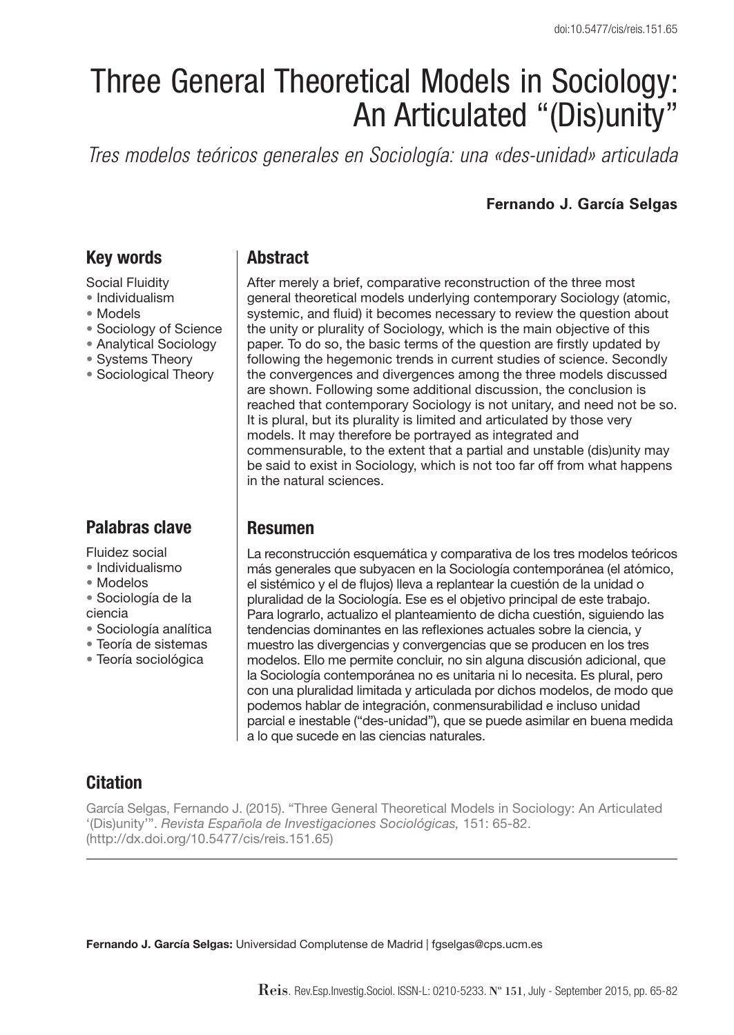doi:10.5477/cis/reis.151.65

# Three General Theoretical Models in Sociology: An Articulated "(Dis)unity"

*Tres modelos teóricos generales en Sociología: una «des-unidad» articulada*

**Fernando J. García Selgas**

## Key words

Social Fluidity
- Individualism
- Models
- Sociology of Science
- Analytical Sociology
- Systems Theory
- Sociological Theory

## Abstract

After merely a brief, comparative reconstruction of the three most general theoretical models underlying contemporary Sociology (atomic, systemic, and fluid) it becomes necessary to review the question about the unity or plurality of Sociology, which is the main objective of this paper. To do so, the basic terms of the question are firstly updated by following the hegemonic trends in current studies of science. Secondly the convergences and divergences among the three models discussed are shown. Following some additional discussion, the conclusion is reached that contemporary Sociology is not unitary, and need not be so. It is plural, but its plurality is limited and articulated by those very models. It may therefore be portrayed as integrated and commensurable, to the extent that a partial and unstable (dis)unity may be said to exist in Sociology, which is not too far off from what happens in the natural sciences.

## Palabras clave

Fluidez social
- Individualismo
- Modelos
- Sociología de la ciencia
- Sociología analítica
- Teoría de sistemas
- Teoría sociológica

## Resumen

La reconstrucción esquemática y comparativa de los tres modelos teóricos más generales que subyacen en la Sociología contemporánea (el atómico, el sistémico y el de flujos) lleva a replantear la cuestión de la unidad o pluralidad de la Sociología. Ese es el objetivo principal de este trabajo. Para lograrlo, actualizo el planteamiento de dicha cuestión, siguiendo las tendencias dominantes en las reflexiones actuales sobre la ciencia, y muestro las divergencias y convergencias que se producen en los tres modelos. Ello me permite concluir, no sin alguna discusión adicional, que la Sociología contemporánea no es unitaria ni lo necesita. Es plural, pero con una pluralidad limitada y articulada por dichos modelos, de modo que podemos hablar de integración, conmensurabilidad e incluso unidad parcial e inestable ("des-unidad"), que se puede asimilar en buena medida a lo que sucede en las ciencias naturales.

## Citation

García Selgas, Fernando J. (2015). "Three General Theoretical Models in Sociology: An Articulated '(Dis)unity'". *Revista Española de Investigaciones Sociológicas,* 151: 65-82. (http://dx.doi.org/10.5477/cis/reis.151.65)

**Fernando J. García Selgas:** Universidad Complutense de Madrid | fgselgas@cps.ucm.es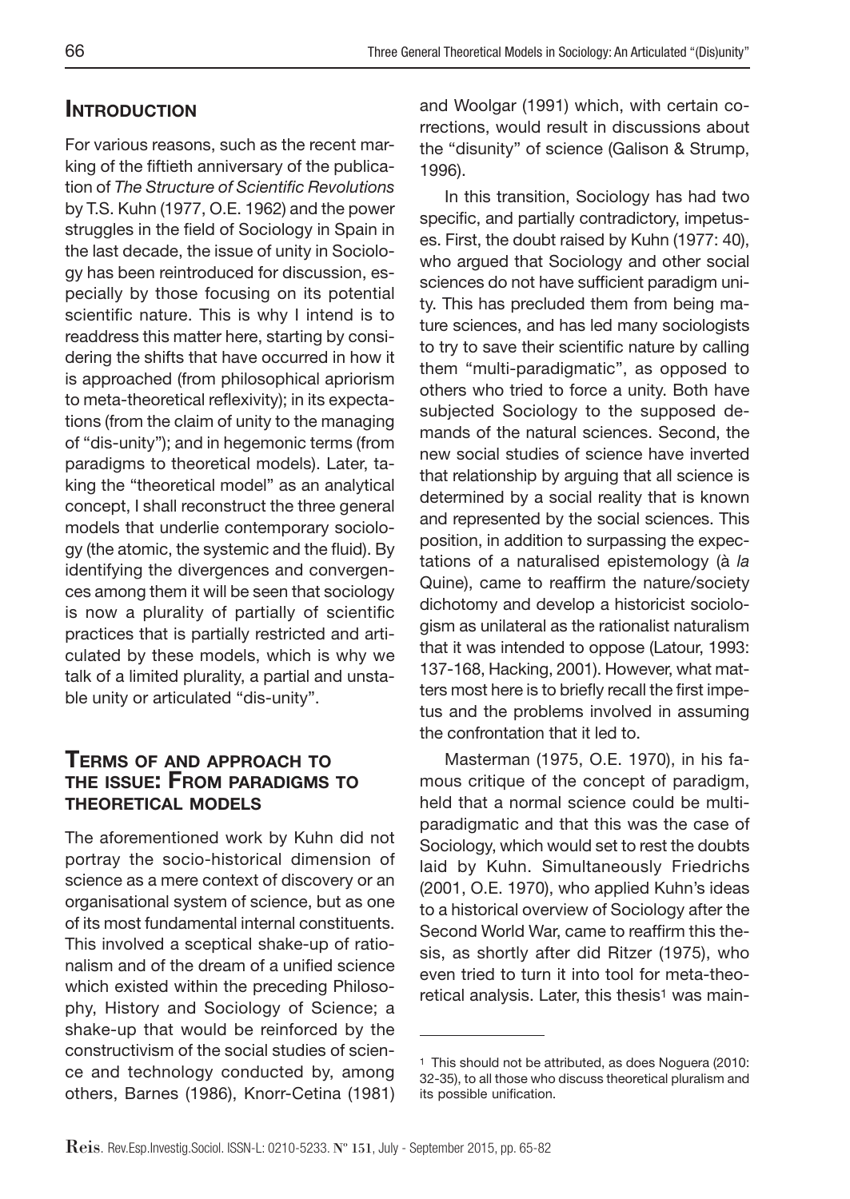## INTRODUCTION

For various reasons, such as the recent marking of the fiftieth anniversary of the publication of *The Structure of Scientific Revolutions* by T.S. Kuhn (1977, O.E. 1962) and the power struggles in the field of Sociology in Spain in the last decade, the issue of unity in Sociology has been reintroduced for discussion, especially by those focusing on its potential scientific nature. This is why I intend is to readdress this matter here, starting by considering the shifts that have occurred in how it is approached (from philosophical apriorism to meta-theoretical reflexivity); in its expectations (from the claim of unity to the managing of "dis-unity"); and in hegemonic terms (from paradigms to theoretical models). Later, taking the "theoretical model" as an analytical concept, I shall reconstruct the three general models that underlie contemporary sociology (the atomic, the systemic and the fluid). By identifying the divergences and convergences among them it will be seen that sociology is now a plurality of partially of scientific practices that is partially restricted and articulated by these models, which is why we talk of a limited plurality, a partial and unstable unity or articulated "dis-unity".

## TERMS OF AND APPROACH TO THE ISSUE: FROM PARADIGMS TO THEORETICAL MODELS

The aforementioned work by Kuhn did not portray the socio-historical dimension of science as a mere context of discovery or an organisational system of science, but as one of its most fundamental internal constituents. This involved a sceptical shake-up of rationalism and of the dream of a unified science which existed within the preceding Philosophy, History and Sociology of Science; a shake-up that would be reinforced by the constructivism of the social studies of science and technology conducted by, among others, Barnes (1986), Knorr-Cetina (1981) and Woolgar (1991) which, with certain corrections, would result in discussions about the "disunity" of science (Galison & Strump, 1996).

In this transition, Sociology has had two specific, and partially contradictory, impetuses. First, the doubt raised by Kuhn (1977: 40), who argued that Sociology and other social sciences do not have sufficient paradigm unity. This has precluded them from being mature sciences, and has led many sociologists to try to save their scientific nature by calling them "multi-paradigmatic", as opposed to others who tried to force a unity. Both have subjected Sociology to the supposed demands of the natural sciences. Second, the new social studies of science have inverted that relationship by arguing that all science is determined by a social reality that is known and represented by the social sciences. This position, in addition to surpassing the expectations of a naturalised epistemology (à *la* Quine), came to reaffirm the nature/society dichotomy and develop a historicist sociologism as unilateral as the rationalist naturalism that it was intended to oppose (Latour, 1993: 137-168, Hacking, 2001). However, what matters most here is to briefly recall the first impetus and the problems involved in assuming the confrontation that it led to.

Masterman (1975, O.E. 1970), in his famous critique of the concept of paradigm, held that a normal science could be multi-paradigmatic and that this was the case of Sociology, which would set to rest the doubts laid by Kuhn. Simultaneously Friedrichs (2001, O.E. 1970), who applied Kuhn's ideas to a historical overview of Sociology after the Second World War, came to reaffirm this thesis, as shortly after did Ritzer (1975), who even tried to turn it into tool for meta-theoretical analysis. Later, this thesis[1] was main-

[1] This should not be attributed, as does Noguera (2010: 32-35), to all those who discuss theoretical pluralism and its possible unification.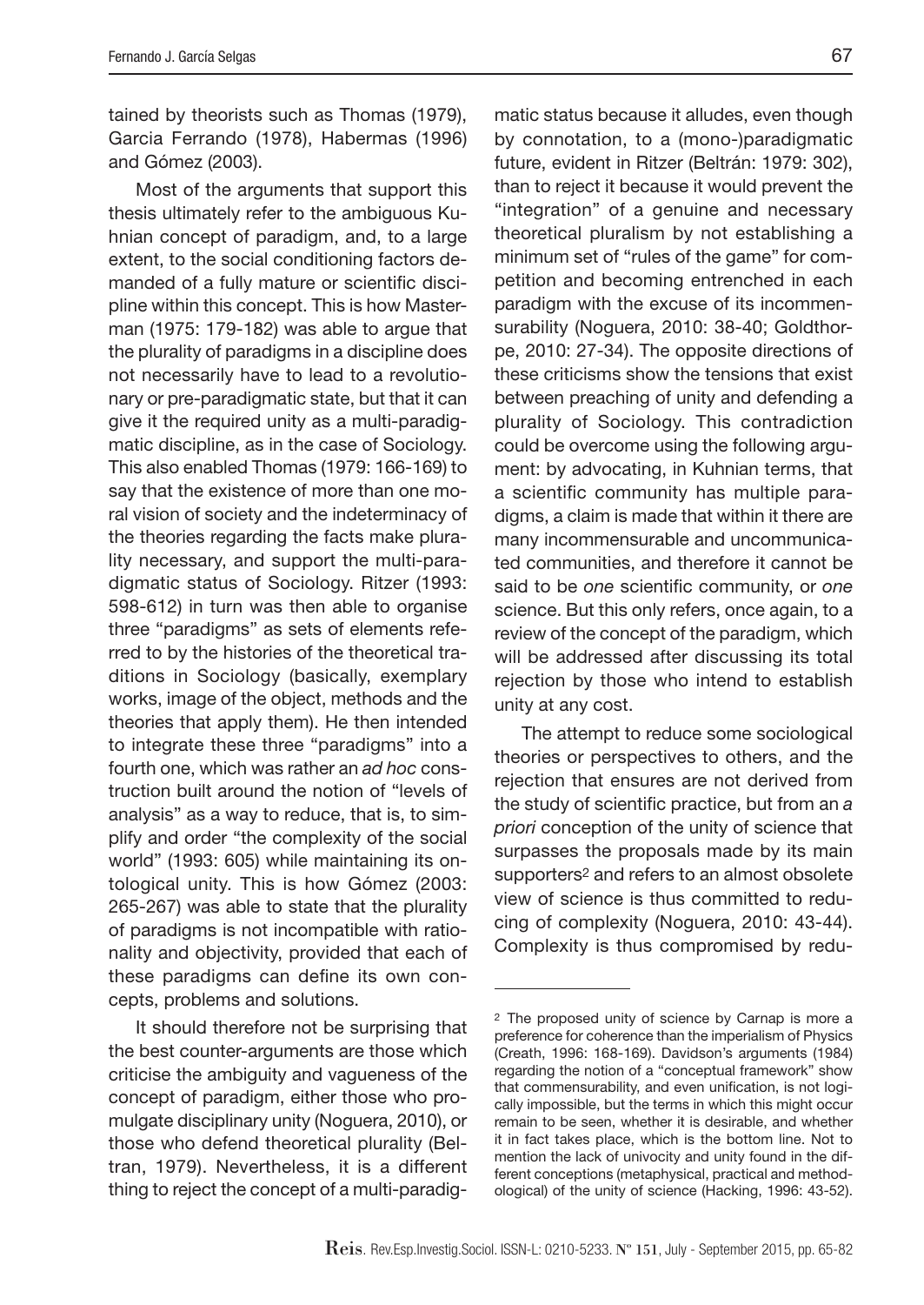tained by theorists such as Thomas (1979), Garcia Ferrando (1978), Habermas (1996) and Gómez (2003).

Most of the arguments that support this thesis ultimately refer to the ambiguous Kuhnian concept of paradigm, and, to a large extent, to the social conditioning factors demanded of a fully mature or scientific discipline within this concept. This is how Masterman (1975: 179-182) was able to argue that the plurality of paradigms in a discipline does not necessarily have to lead to a revolutionary or pre-paradigmatic state, but that it can give it the required unity as a multi-paradigmatic discipline, as in the case of Sociology. This also enabled Thomas (1979: 166-169) to say that the existence of more than one moral vision of society and the indeterminacy of the theories regarding the facts make plurality necessary, and support the multi-paradigmatic status of Sociology. Ritzer (1993: 598-612) in turn was then able to organise three "paradigms" as sets of elements referred to by the histories of the theoretical traditions in Sociology (basically, exemplary works, image of the object, methods and the theories that apply them). He then intended to integrate these three "paradigms" into a fourth one, which was rather an *ad hoc* construction built around the notion of "levels of analysis" as a way to reduce, that is, to simplify and order "the complexity of the social world" (1993: 605) while maintaining its ontological unity. This is how Gómez (2003: 265-267) was able to state that the plurality of paradigms is not incompatible with rationality and objectivity, provided that each of these paradigms can define its own concepts, problems and solutions.

It should therefore not be surprising that the best counter-arguments are those which criticise the ambiguity and vagueness of the concept of paradigm, either those who promulgate disciplinary unity (Noguera, 2010), or those who defend theoretical plurality (Beltran, 1979). Nevertheless, it is a different thing to reject the concept of a multi-paradigmatic status because it alludes, even though by connotation, to a (mono-)paradigmatic future, evident in Ritzer (Beltrán: 1979: 302), than to reject it because it would prevent the "integration" of a genuine and necessary theoretical pluralism by not establishing a minimum set of "rules of the game" for competition and becoming entrenched in each paradigm with the excuse of its incommensurability (Noguera, 2010: 38-40; Goldthorpe, 2010: 27-34). The opposite directions of these criticisms show the tensions that exist between preaching of unity and defending a plurality of Sociology. This contradiction could be overcome using the following argument: by advocating, in Kuhnian terms, that a scientific community has multiple paradigms, a claim is made that within it there are many incommensurable and uncommunicated communities, and therefore it cannot be said to be *one* scientific community, or *one* science. But this only refers, once again, to a review of the concept of the paradigm, which will be addressed after discussing its total rejection by those who intend to establish unity at any cost.

The attempt to reduce some sociological theories or perspectives to others, and the rejection that ensures are not derived from the study of scientific practice, but from an *a priori* conception of the unity of science that surpasses the proposals made by its main supporters[2] and refers to an almost obsolete view of science is thus committed to reducing of complexity (Noguera, 2010: 43-44). Complexity is thus compromised by redu-

---

[2] The proposed unity of science by Carnap is more a preference for coherence than the imperialism of Physics (Creath, 1996: 168-169). Davidson's arguments (1984) regarding the notion of a "conceptual framework" show that commensurability, and even unification, is not logically impossible, but the terms in which this might occur remain to be seen, whether it is desirable, and whether it in fact takes place, which is the bottom line. Not to mention the lack of univocity and unity found in the different conceptions (metaphysical, practical and methodological) of the unity of science (Hacking, 1996: 43-52).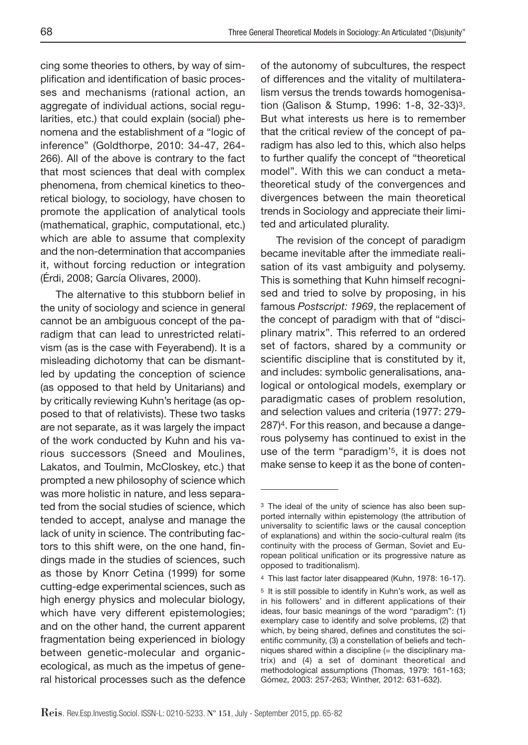cing some theories to others, by way of simplification and identification of basic processes and mechanisms (rational action, an aggregate of individual actions, social regularities, etc.) that could explain (social) phenomena and the establishment of *a* "logic of inference" (Goldthorpe, 2010: 34-47, 264-266). All of the above is contrary to the fact that most sciences that deal with complex phenomena, from chemical kinetics to theoretical biology, to sociology, have chosen to promote the application of analytical tools (mathematical, graphic, computational, etc.) which are able to assume that complexity and the non-determination that accompanies it, without forcing reduction or integration (Érdi, 2008; García Olivares, 2000).

The alternative to this stubborn belief in the unity of sociology and science in general cannot be an ambiguous concept of the paradigm that can lead to unrestricted relativism (as is the case with Feyerabend). It is a misleading dichotomy that can be dismantled by updating the conception of science (as opposed to that held by Unitarians) and by critically reviewing Kuhn's heritage (as opposed to that of relativists). These two tasks are not separate, as it was largely the impact of the work conducted by Kuhn and his various successors (Sneed and Moulines, Lakatos, and Toulmin, McCloskey, etc.) that prompted a new philosophy of science which was more holistic in nature, and less separated from the social studies of science, which tended to accept, analyse and manage the lack of unity in science. The contributing factors to this shift were, on the one hand, findings made in the studies of sciences, such as those by Knorr Cetina (1999) for some cutting-edge experimental sciences, such as high energy physics and molecular biology, which have very different epistemologies; and on the other hand, the current apparent fragmentation being experienced in biology between genetic-molecular and organic-ecological, as much as the impetus of general historical processes such as the defence of the autonomy of subcultures, the respect of differences and the vitality of multilateralism versus the trends towards homogenisation (Galison & Stump, 1996: 1-8, 32-33)[3]. But what interests us here is to remember that the critical review of the concept of paradigm has also led to this, which also helps to further qualify the concept of "theoretical model". With this we can conduct a metatheoretical study of the convergences and divergences between the main theoretical trends in Sociology and appreciate their limited and articulated plurality.

The revision of the concept of paradigm became inevitable after the immediate realisation of its vast ambiguity and polysemy. This is something that Kuhn himself recognised and tried to solve by proposing, in his famous *Postscript: 1969*, the replacement of the concept of paradigm with that of "disciplinary matrix". This referred to an ordered set of factors, shared by a community or scientific discipline that is constituted by it, and includes: symbolic generalisations, analogical or ontological models, exemplary or paradigmatic cases of problem resolution, and selection values and criteria (1977: 279-287)[4]. For this reason, and because a dangerous polysemy has continued to exist in the use of the term "paradigm'[5], it is does not make sense to keep it as the bone of conten-

---

[3] The ideal of the unity of science has also been supported internally within epistemology (the attribution of universality to scientific laws or the causal conception of explanations) and within the socio-cultural realm (its continuity with the process of German, Soviet and European political unification or its progressive nature as opposed to traditionalism).

[4] This last factor later disappeared (Kuhn, 1978: 16-17).

[5] It is still possible to identify in Kuhn's work, as well as in his followers' and in different applications of their ideas, four basic meanings of the word "paradigm": (1) exemplary case to identify and solve problems, (2) that which, by being shared, defines and constitutes the scientific community, (3) a constellation of beliefs and techniques shared within a discipline (= the disciplinary matrix) and (4) a set of dominant theoretical and methodological assumptions (Thomas, 1979: 161-163; Gómez, 2003: 257-263; Winther, 2012: 631-632).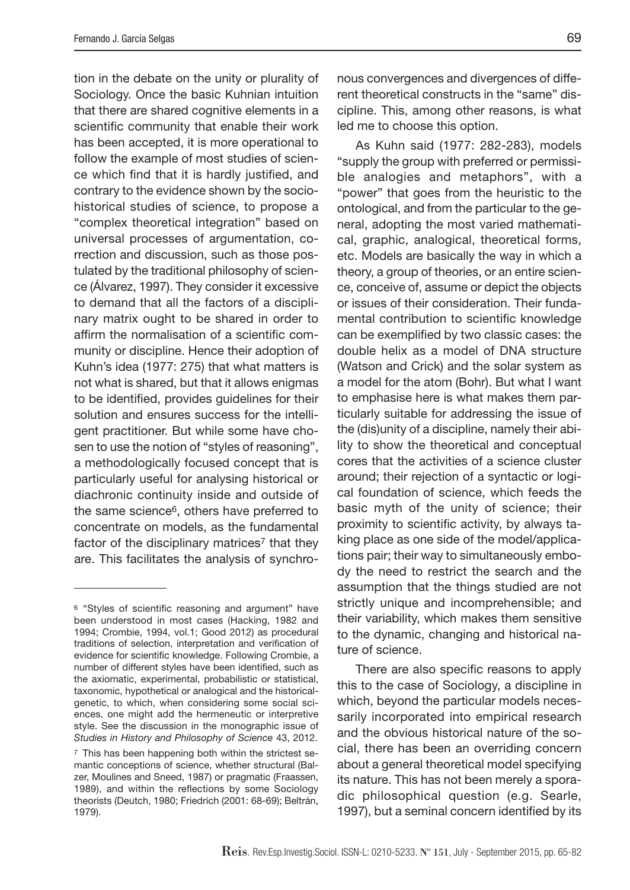tion in the debate on the unity or plurality of Sociology. Once the basic Kuhnian intuition that there are shared cognitive elements in a scientific community that enable their work has been accepted, it is more operational to follow the example of most studies of science which find that it is hardly justified, and contrary to the evidence shown by the socio-historical studies of science, to propose a "complex theoretical integration" based on universal processes of argumentation, correction and discussion, such as those postulated by the traditional philosophy of science (Álvarez, 1997). They consider it excessive to demand that all the factors of a disciplinary matrix ought to be shared in order to affirm the normalisation of a scientific community or discipline. Hence their adoption of Kuhn's idea (1977: 275) that what matters is not what is shared, but that it allows enigmas to be identified, provides guidelines for their solution and ensures success for the intelligent practitioner. But while some have chosen to use the notion of "styles of reasoning", a methodologically focused concept that is particularly useful for analysing historical or diachronic continuity inside and outside of the same science[6], others have preferred to concentrate on models, as the fundamental factor of the disciplinary matrices[7] that they are. This facilitates the analysis of synchronous convergences and divergences of different theoretical constructs in the "same" discipline. This, among other reasons, is what led me to choose this option.

As Kuhn said (1977: 282-283), models "supply the group with preferred or permissible analogies and metaphors", with a "power" that goes from the heuristic to the ontological, and from the particular to the general, adopting the most varied mathematical, graphic, analogical, theoretical forms, etc. Models are basically the way in which a theory, a group of theories, or an entire science, conceive of, assume or depict the objects or issues of their consideration. Their fundamental contribution to scientific knowledge can be exemplified by two classic cases: the double helix as a model of DNA structure (Watson and Crick) and the solar system as a model for the atom (Bohr). But what I want to emphasise here is what makes them particularly suitable for addressing the issue of the (dis)unity of a discipline, namely their ability to show the theoretical and conceptual cores that the activities of a science cluster around; their rejection of a syntactic or logical foundation of science, which feeds the basic myth of the unity of science; their proximity to scientific activity, by always taking place as one side of the model/applications pair; their way to simultaneously embody the need to restrict the search and the assumption that the things studied are not strictly unique and incomprehensible; and their variability, which makes them sensitive to the dynamic, changing and historical nature of science.

There are also specific reasons to apply this to the case of Sociology, a discipline in which, beyond the particular models necessarily incorporated into empirical research and the obvious historical nature of the social, there has been an overriding concern about a general theoretical model specifying its nature. This has not been merely a sporadic philosophical question (e.g. Searle, 1997), but a seminal concern identified by its

---

[6] "Styles of scientific reasoning and argument" have been understood in most cases (Hacking, 1982 and 1994; Crombie, 1994, vol.1; Good 2012) as procedural traditions of selection, interpretation and verification of evidence for scientific knowledge. Following Crombie, a number of different styles have been identified, such as the axiomatic, experimental, probabilistic or statistical, taxonomic, hypothetical or analogical and the historical-genetic, to which, when considering some social sciences, one might add the hermeneutic or interpretive style. See the discussion in the monographic issue of *Studies in History and Philosophy of Science* 43, 2012.

[7] This has been happening both within the strictest semantic conceptions of science, whether structural (Balzer, Moulines and Sneed, 1987) or pragmatic (Fraassen, 1989), and within the reflections by some Sociology theorists (Deutch, 1980; Friedrich (2001: 68-69); Beltrán, 1979).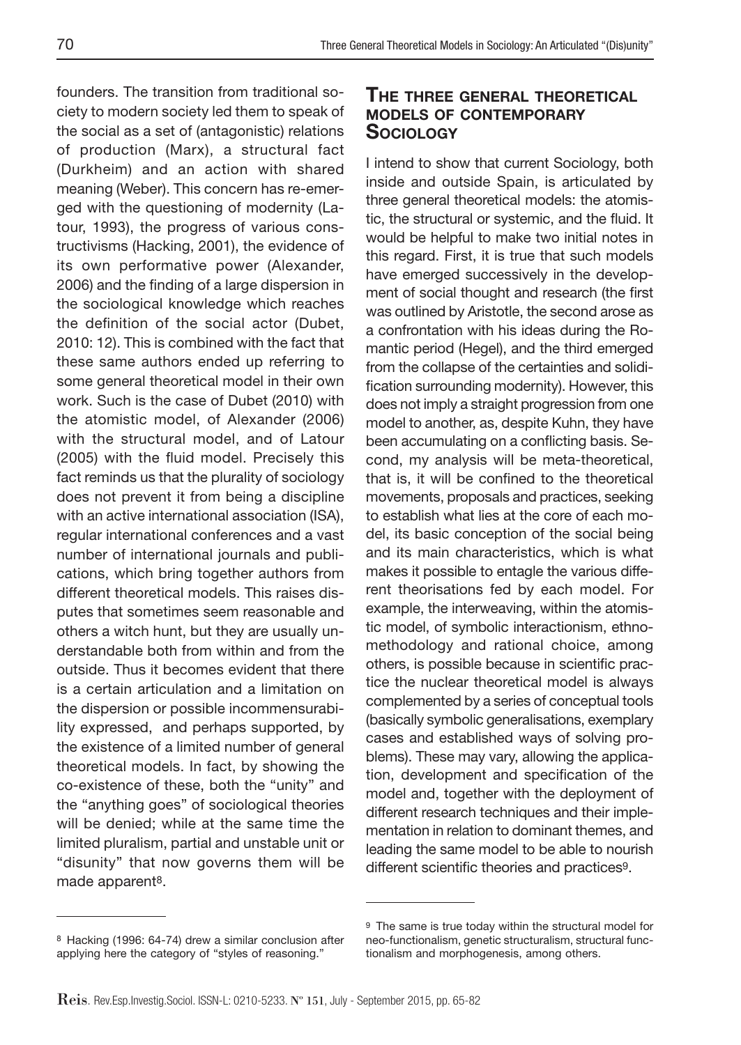founders. The transition from traditional society to modern society led them to speak of the social as a set of (antagonistic) relations of production (Marx), a structural fact (Durkheim) and an action with shared meaning (Weber). This concern has re-emerged with the questioning of modernity (Latour, 1993), the progress of various constructivisms (Hacking, 2001), the evidence of its own performative power (Alexander, 2006) and the finding of a large dispersion in the sociological knowledge which reaches the definition of the social actor (Dubet, 2010: 12). This is combined with the fact that these same authors ended up referring to some general theoretical model in their own work. Such is the case of Dubet (2010) with the atomistic model, of Alexander (2006) with the structural model, and of Latour (2005) with the fluid model. Precisely this fact reminds us that the plurality of sociology does not prevent it from being a discipline with an active international association (ISA), regular international conferences and a vast number of international journals and publications, which bring together authors from different theoretical models. This raises disputes that sometimes seem reasonable and others a witch hunt, but they are usually understandable both from within and from the outside. Thus it becomes evident that there is a certain articulation and a limitation on the dispersion or possible incommensurability expressed, and perhaps supported, by the existence of a limited number of general theoretical models. In fact, by showing the co-existence of these, both the "unity" and the "anything goes" of sociological theories will be denied; while at the same time the limited pluralism, partial and unstable unit or "disunity" that now governs them will be made apparent[8].

## The three general theoretical models of contemporary Sociology

I intend to show that current Sociology, both inside and outside Spain, is articulated by three general theoretical models: the atomistic, the structural or systemic, and the fluid. It would be helpful to make two initial notes in this regard. First, it is true that such models have emerged successively in the development of social thought and research (the first was outlined by Aristotle, the second arose as a confrontation with his ideas during the Romantic period (Hegel), and the third emerged from the collapse of the certainties and solidification surrounding modernity). However, this does not imply a straight progression from one model to another, as, despite Kuhn, they have been accumulating on a conflicting basis. Second, my analysis will be meta-theoretical, that is, it will be confined to the theoretical movements, proposals and practices, seeking to establish what lies at the core of each model, its basic conception of the social being and its main characteristics, which is what makes it possible to entagle the various different theorisations fed by each model. For example, the interweaving, within the atomistic model, of symbolic interactionism, ethnomethodology and rational choice, among others, is possible because in scientific practice the nuclear theoretical model is always complemented by a series of conceptual tools (basically symbolic generalisations, exemplary cases and established ways of solving problems). These may vary, allowing the application, development and specification of the model and, together with the deployment of different research techniques and their implementation in relation to dominant themes, and leading the same model to be able to nourish different scientific theories and practices[9].

---

[8] Hacking (1996: 64-74) drew a similar conclusion after applying here the category of "styles of reasoning."

[9] The same is true today within the structural model for neo-functionalism, genetic structuralism, structural functionalism and morphogenesis, among others.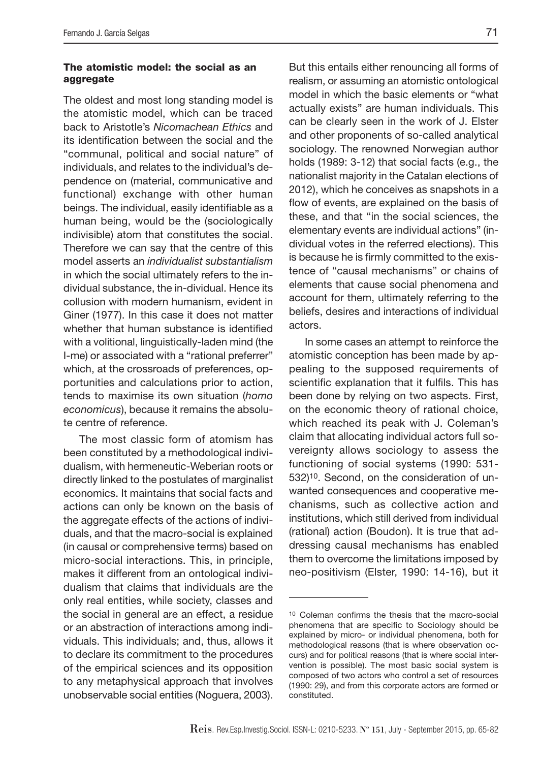### The atomistic model: the social as an aggregate

The oldest and most long standing model is the atomistic model, which can be traced back to Aristotle's *Nicomachean Ethics* and its identification between the social and the "communal, political and social nature" of individuals, and relates to the individual's dependence on (material, communicative and functional) exchange with other human beings. The individual, easily identifiable as a human being, would be the (sociologically indivisible) atom that constitutes the social. Therefore we can say that the centre of this model asserts an *individualist substantialism* in which the social ultimately refers to the individual substance, the in-dividual. Hence its collusion with modern humanism, evident in Giner (1977). In this case it does not matter whether that human substance is identified with a volitional, linguistically-laden mind (the I-me) or associated with a "rational preferrer" which, at the crossroads of preferences, opportunities and calculations prior to action, tends to maximise its own situation (*homo economicus*), because it remains the absolute centre of reference.

The most classic form of atomism has been constituted by a methodological individualism, with hermeneutic-Weberian roots or directly linked to the postulates of marginalist economics. It maintains that social facts and actions can only be known on the basis of the aggregate effects of the actions of individuals, and that the macro-social is explained (in causal or comprehensive terms) based on micro-social interactions. This, in principle, makes it different from an ontological individualism that claims that individuals are the only real entities, while society, classes and the social in general are an effect, a residue or an abstraction of interactions among individuals. This individuals; and, thus, allows it to declare its commitment to the procedures of the empirical sciences and its opposition to any metaphysical approach that involves unobservable social entities (Noguera, 2003). But this entails either renouncing all forms of realism, or assuming an atomistic ontological model in which the basic elements or "what actually exists" are human individuals. This can be clearly seen in the work of J. Elster and other proponents of so-called analytical sociology. The renowned Norwegian author holds (1989: 3-12) that social facts (e.g., the nationalist majority in the Catalan elections of 2012), which he conceives as snapshots in a flow of events, are explained on the basis of these, and that "in the social sciences, the elementary events are individual actions" (individual votes in the referred elections). This is because he is firmly committed to the existence of "causal mechanisms" or chains of elements that cause social phenomena and account for them, ultimately referring to the beliefs, desires and interactions of individual actors.

In some cases an attempt to reinforce the atomistic conception has been made by appealing to the supposed requirements of scientific explanation that it fulfils. This has been done by relying on two aspects. First, on the economic theory of rational choice, which reached its peak with J. Coleman's claim that allocating individual actors full sovereignty allows sociology to assess the functioning of social systems (1990: 531-532)[10]. Second, on the consideration of unwanted consequences and cooperative mechanisms, such as collective action and institutions, which still derived from individual (rational) action (Boudon). It is true that addressing causal mechanisms has enabled them to overcome the limitations imposed by neo-positivism (Elster, 1990: 14-16), but it

---

[10] Coleman confirms the thesis that the macro-social phenomena that are specific to Sociology should be explained by micro- or individual phenomena, both for methodological reasons (that is where observation occurs) and for political reasons (that is where social intervention is possible). The most basic social system is composed of two actors who control a set of resources (1990: 29), and from this corporate actors are formed or constituted.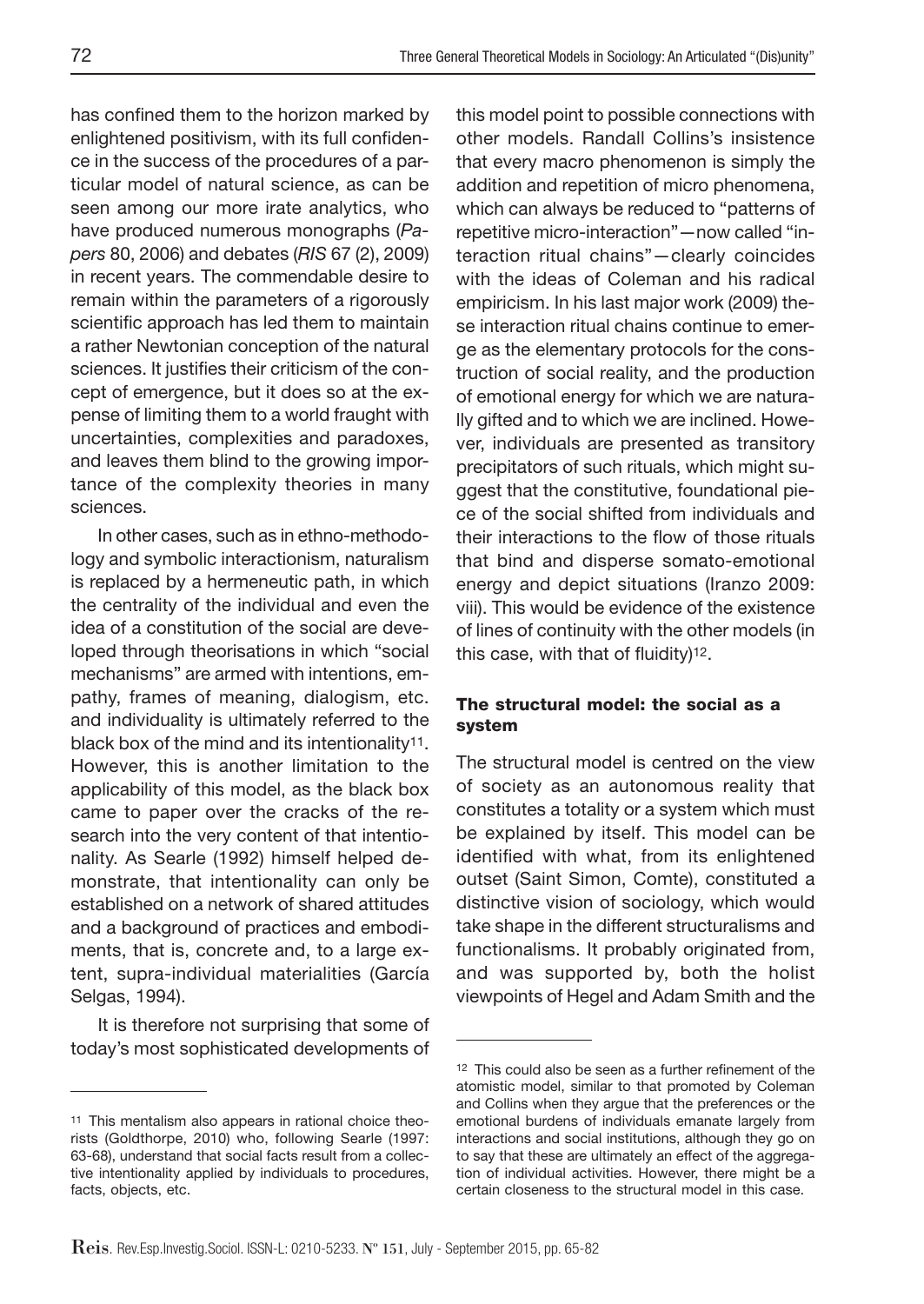has confined them to the horizon marked by enlightened positivism, with its full confidence in the success of the procedures of a particular model of natural science, as can be seen among our more irate analytics, who have produced numerous monographs (*Papers* 80, 2006) and debates (*RIS* 67 (2), 2009) in recent years. The commendable desire to remain within the parameters of a rigorously scientific approach has led them to maintain a rather Newtonian conception of the natural sciences. It justifies their criticism of the concept of emergence, but it does so at the expense of limiting them to a world fraught with uncertainties, complexities and paradoxes, and leaves them blind to the growing importance of the complexity theories in many sciences.

In other cases, such as in ethno-methodology and symbolic interactionism, naturalism is replaced by a hermeneutic path, in which the centrality of the individual and even the idea of a constitution of the social are developed through theorisations in which "social mechanisms" are armed with intentions, empathy, frames of meaning, dialogism, etc. and individuality is ultimately referred to the black box of the mind and its intentionality[11]. However, this is another limitation to the applicability of this model, as the black box came to paper over the cracks of the research into the very content of that intentionality. As Searle (1992) himself helped demonstrate, that intentionality can only be established on a network of shared attitudes and a background of practices and embodiments, that is, concrete and, to a large extent, supra-individual materialities (García Selgas, 1994).

It is therefore not surprising that some of today's most sophisticated developments of this model point to possible connections with other models. Randall Collins's insistence that every macro phenomenon is simply the addition and repetition of micro phenomena, which can always be reduced to "patterns of repetitive micro-interaction"—now called "interaction ritual chains"—clearly coincides with the ideas of Coleman and his radical empiricism. In his last major work (2009) these interaction ritual chains continue to emerge as the elementary protocols for the construction of social reality, and the production of emotional energy for which we are naturally gifted and to which we are inclined. However, individuals are presented as transitory precipitators of such rituals, which might suggest that the constitutive, foundational piece of the social shifted from individuals and their interactions to the flow of those rituals that bind and disperse somato-emotional energy and depict situations (Iranzo 2009: viii). This would be evidence of the existence of lines of continuity with the other models (in this case, with that of fluidity)[12].

### The structural model: the social as a system

The structural model is centred on the view of society as an autonomous reality that constitutes a totality or a system which must be explained by itself. This model can be identified with what, from its enlightened outset (Saint Simon, Comte), constituted a distinctive vision of sociology, which would take shape in the different structuralisms and functionalisms. It probably originated from, and was supported by, both the holist viewpoints of Hegel and Adam Smith and the

---

[11] This mentalism also appears in rational choice theorists (Goldthorpe, 2010) who, following Searle (1997: 63-68), understand that social facts result from a collective intentionality applied by individuals to procedures, facts, objects, etc.

[12] This could also be seen as a further refinement of the atomistic model, similar to that promoted by Coleman and Collins when they argue that the preferences or the emotional burdens of individuals emanate largely from interactions and social institutions, although they go on to say that these are ultimately an effect of the aggregation of individual activities. However, there might be a certain closeness to the structural model in this case.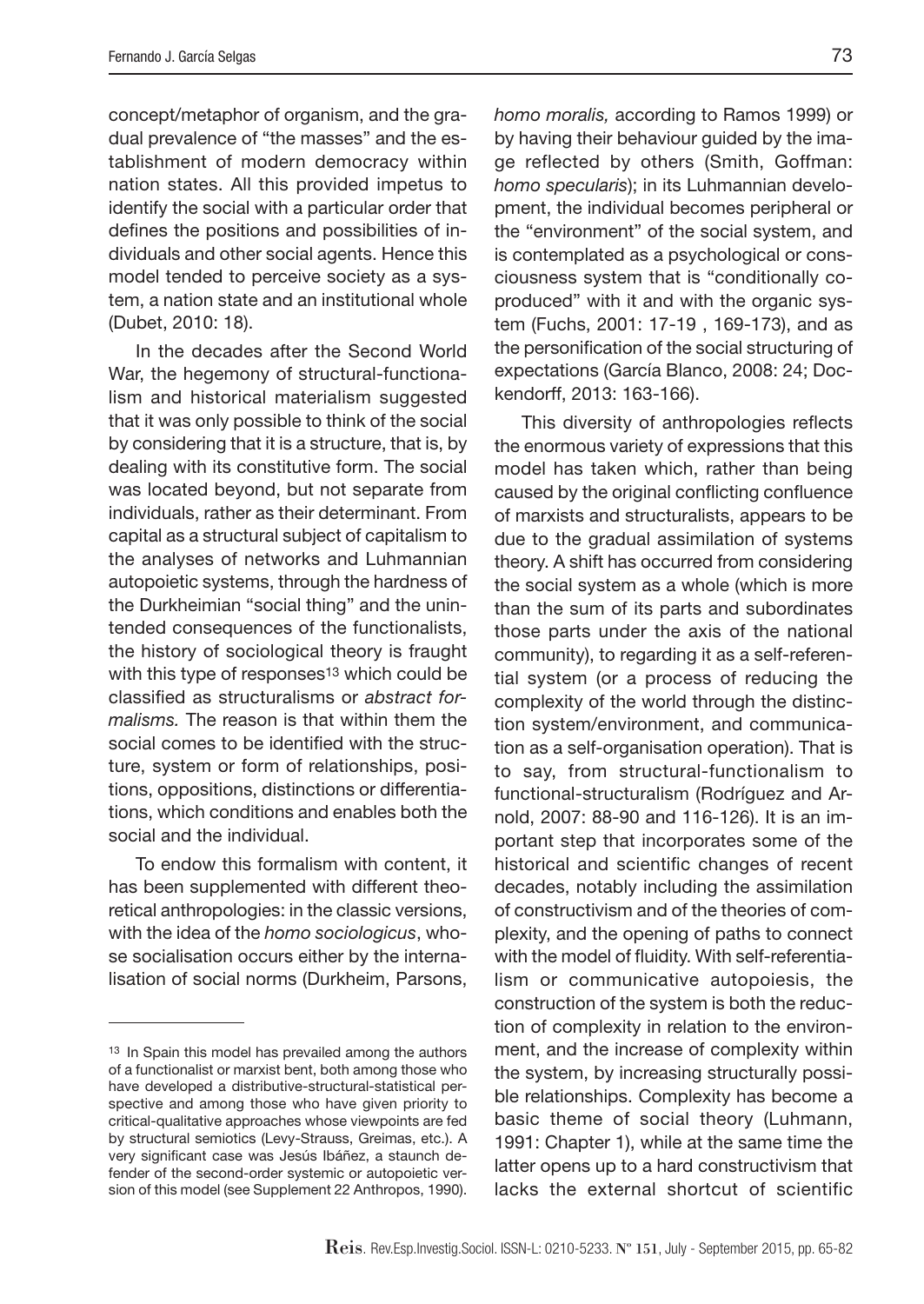concept/metaphor of organism, and the gradual prevalence of "the masses" and the establishment of modern democracy within nation states. All this provided impetus to identify the social with a particular order that defines the positions and possibilities of individuals and other social agents. Hence this model tended to perceive society as a system, a nation state and an institutional whole (Dubet, 2010: 18).

In the decades after the Second World War, the hegemony of structural-functionalism and historical materialism suggested that it was only possible to think of the social by considering that it is a structure, that is, by dealing with its constitutive form. The social was located beyond, but not separate from individuals, rather as their determinant. From capital as a structural subject of capitalism to the analyses of networks and Luhmannian autopoietic systems, through the hardness of the Durkheimian "social thing" and the unintended consequences of the functionalists, the history of sociological theory is fraught with this type of responses[13] which could be classified as structuralisms or *abstract formalisms.* The reason is that within them the social comes to be identified with the structure, system or form of relationships, positions, oppositions, distinctions or differentiations, which conditions and enables both the social and the individual.

To endow this formalism with content, it has been supplemented with different theoretical anthropologies: in the classic versions, with the idea of the *homo sociologicus*, whose socialisation occurs either by the internalisation of social norms (Durkheim, Parsons, *homo moralis,* according to Ramos 1999) or by having their behaviour guided by the image reflected by others (Smith, Goffman: *homo specularis*); in its Luhmannian development, the individual becomes peripheral or the "environment" of the social system, and is contemplated as a psychological or consciousness system that is "conditionally coproduced" with it and with the organic system (Fuchs, 2001: 17-19 , 169-173), and as the personification of the social structuring of expectations (García Blanco, 2008: 24; Dockendorff, 2013: 163-166).

This diversity of anthropologies reflects the enormous variety of expressions that this model has taken which, rather than being caused by the original conflicting confluence of marxists and structuralists, appears to be due to the gradual assimilation of systems theory. A shift has occurred from considering the social system as a whole (which is more than the sum of its parts and subordinates those parts under the axis of the national community), to regarding it as a self-referential system (or a process of reducing the complexity of the world through the distinction system/environment, and communication as a self-organisation operation). That is to say, from structural-functionalism to functional-structuralism (Rodríguez and Arnold, 2007: 88-90 and 116-126). It is an important step that incorporates some of the historical and scientific changes of recent decades, notably including the assimilation of constructivism and of the theories of complexity, and the opening of paths to connect with the model of fluidity. With self-referentialism or communicative autopoiesis, the construction of the system is both the reduction of complexity in relation to the environment, and the increase of complexity within the system, by increasing structurally possible relationships. Complexity has become a basic theme of social theory (Luhmann, 1991: Chapter 1), while at the same time the latter opens up to a hard constructivism that lacks the external shortcut of scientific

[13] In Spain this model has prevailed among the authors of a functionalist or marxist bent, both among those who have developed a distributive-structural-statistical perspective and among those who have given priority to critical-qualitative approaches whose viewpoints are fed by structural semiotics (Levy-Strauss, Greimas, etc.). A very significant case was Jesús Ibáñez, a staunch defender of the second-order systemic or autopoietic version of this model (see Supplement 22 Anthropos, 1990).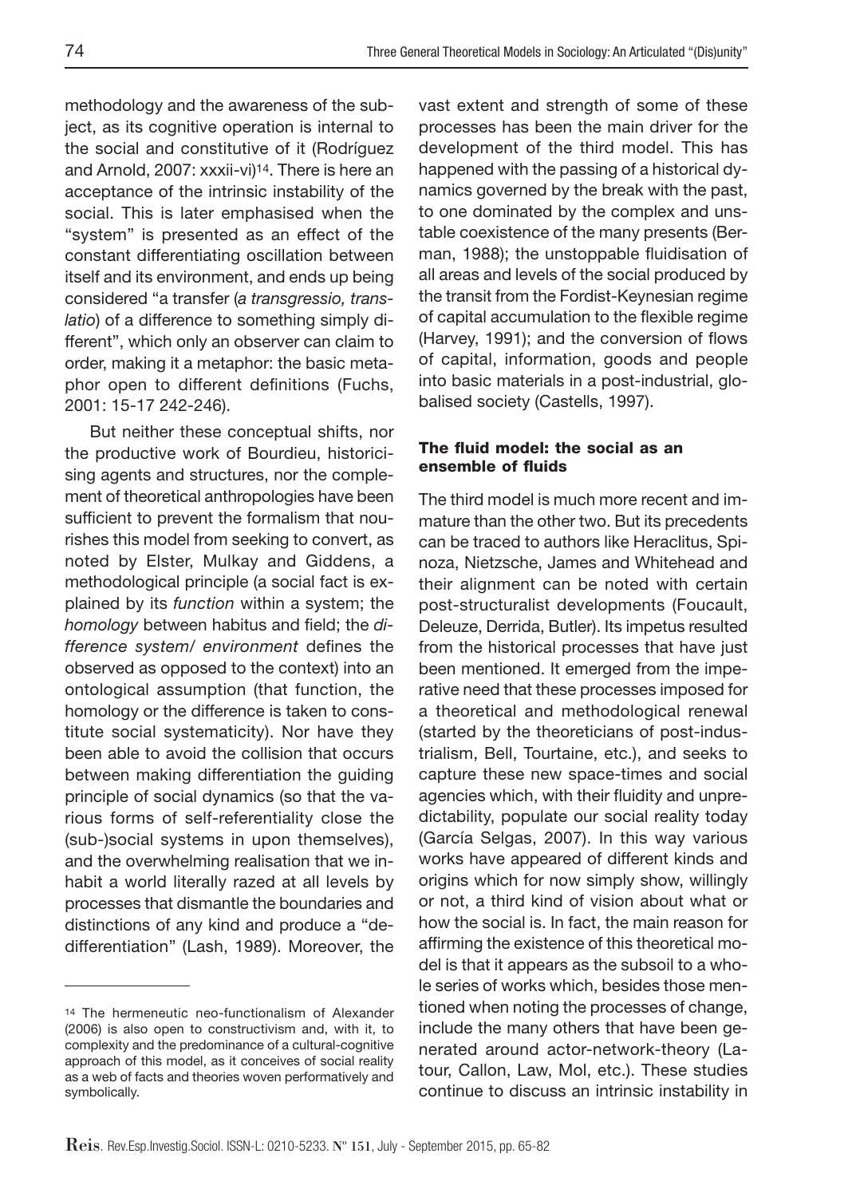methodology and the awareness of the subject, as its cognitive operation is internal to the social and constitutive of it (Rodríguez and Arnold, 2007: xxxii-vi)[14]. There is here an acceptance of the intrinsic instability of the social. This is later emphasised when the "system" is presented as an effect of the constant differentiating oscillation between itself and its environment, and ends up being considered "a transfer (*a transgressio, translatio*) of a difference to something simply different", which only an observer can claim to order, making it a metaphor: the basic metaphor open to different definitions (Fuchs, 2001: 15-17 242-246).

But neither these conceptual shifts, nor the productive work of Bourdieu, historicising agents and structures, nor the complement of theoretical anthropologies have been sufficient to prevent the formalism that nourishes this model from seeking to convert, as noted by Elster, Mulkay and Giddens, a methodological principle (a social fact is explained by its *function* within a system; the *homology* between habitus and field; the *difference system/ environment* defines the observed as opposed to the context) into an ontological assumption (that function, the homology or the difference is taken to constitute social systematicity). Nor have they been able to avoid the collision that occurs between making differentiation the guiding principle of social dynamics (so that the various forms of self-referentiality close the (sub-)social systems in upon themselves), and the overwhelming realisation that we inhabit a world literally razed at all levels by processes that dismantle the boundaries and distinctions of any kind and produce a "dedifferentiation" (Lash, 1989). Moreover, the vast extent and strength of some of these processes has been the main driver for the development of the third model. This has happened with the passing of a historical dynamics governed by the break with the past, to one dominated by the complex and unstable coexistence of the many presents (Berman, 1988); the unstoppable fluidisation of all areas and levels of the social produced by the transit from the Fordist-Keynesian regime of capital accumulation to the flexible regime (Harvey, 1991); and the conversion of flows of capital, information, goods and people into basic materials in a post-industrial, globalised society (Castells, 1997).

### The fluid model: the social as an ensemble of fluids

The third model is much more recent and immature than the other two. But its precedents can be traced to authors like Heraclitus, Spinoza, Nietzsche, James and Whitehead and their alignment can be noted with certain post-structuralist developments (Foucault, Deleuze, Derrida, Butler). Its impetus resulted from the historical processes that have just been mentioned. It emerged from the imperative need that these processes imposed for a theoretical and methodological renewal (started by the theoreticians of post-industrialism, Bell, Tourtaine, etc.), and seeks to capture these new space-times and social agencies which, with their fluidity and unpredictability, populate our social reality today (García Selgas, 2007). In this way various works have appeared of different kinds and origins which for now simply show, willingly or not, a third kind of vision about what or how the social is. In fact, the main reason for affirming the existence of this theoretical model is that it appears as the subsoil to a whole series of works which, besides those mentioned when noting the processes of change, include the many others that have been generated around actor-network-theory (Latour, Callon, Law, Mol, etc.). These studies continue to discuss an intrinsic instability in

---

[14] The hermeneutic neo-functionalism of Alexander (2006) is also open to constructivism and, with it, to complexity and the predominance of a cultural-cognitive approach of this model, as it conceives of social reality as a web of facts and theories woven performatively and symbolically.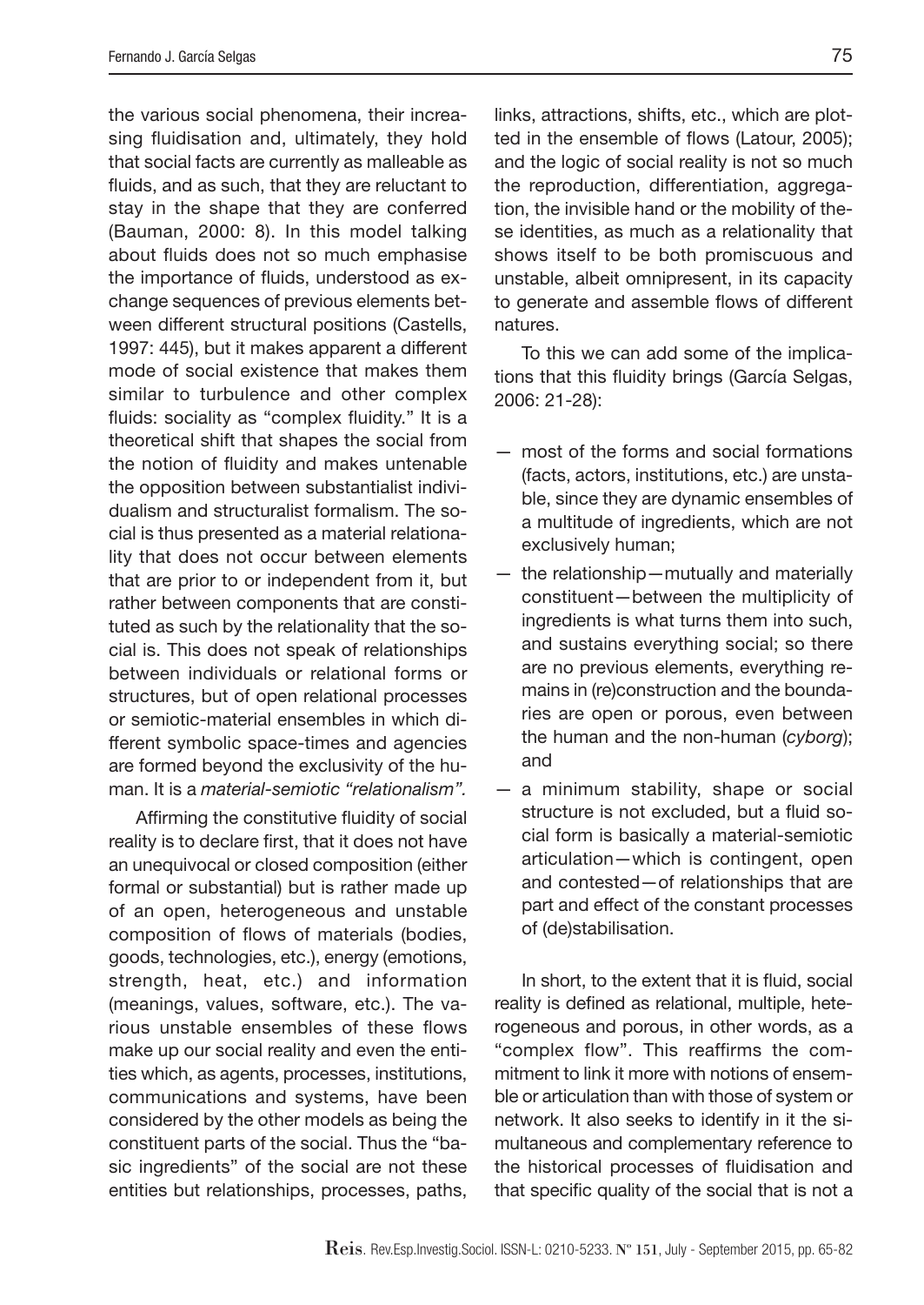the various social phenomena, their increasing fluidisation and, ultimately, they hold that social facts are currently as malleable as fluids, and as such, that they are reluctant to stay in the shape that they are conferred (Bauman, 2000: 8). In this model talking about fluids does not so much emphasise the importance of fluids, understood as exchange sequences of previous elements between different structural positions (Castells, 1997: 445), but it makes apparent a different mode of social existence that makes them similar to turbulence and other complex fluids: sociality as "complex fluidity." It is a theoretical shift that shapes the social from the notion of fluidity and makes untenable the opposition between substantialist individualism and structuralist formalism. The social is thus presented as a material relationality that does not occur between elements that are prior to or independent from it, but rather between components that are constituted as such by the relationality that the social is. This does not speak of relationships between individuals or relational forms or structures, but of open relational processes or semiotic-material ensembles in which different symbolic space-times and agencies are formed beyond the exclusivity of the human. It is a *material-semiotic "relationalism".*

Affirming the constitutive fluidity of social reality is to declare first, that it does not have an unequivocal or closed composition (either formal or substantial) but is rather made up of an open, heterogeneous and unstable composition of flows of materials (bodies, goods, technologies, etc.), energy (emotions, strength, heat, etc.) and information (meanings, values, software, etc.). The various unstable ensembles of these flows make up our social reality and even the entities which, as agents, processes, institutions, communications and systems, have been considered by the other models as being the constituent parts of the social. Thus the "basic ingredients" of the social are not these entities but relationships, processes, paths, links, attractions, shifts, etc., which are plotted in the ensemble of flows (Latour, 2005); and the logic of social reality is not so much the reproduction, differentiation, aggregation, the invisible hand or the mobility of these identities, as much as a relationality that shows itself to be both promiscuous and unstable, albeit omnipresent, in its capacity to generate and assemble flows of different natures.

To this we can add some of the implications that this fluidity brings (García Selgas, 2006: 21-28):

- most of the forms and social formations (facts, actors, institutions, etc.) are unstable, since they are dynamic ensembles of a multitude of ingredients, which are not exclusively human;
- the relationship—mutually and materially constituent—between the multiplicity of ingredients is what turns them into such, and sustains everything social; so there are no previous elements, everything remains in (re)construction and the boundaries are open or porous, even between the human and the non-human (*cyborg*); and
- a minimum stability, shape or social structure is not excluded, but a fluid social form is basically a material-semiotic articulation—which is contingent, open and contested—of relationships that are part and effect of the constant processes of (de)stabilisation.

In short, to the extent that it is fluid, social reality is defined as relational, multiple, heterogeneous and porous, in other words, as a "complex flow". This reaffirms the commitment to link it more with notions of ensemble or articulation than with those of system or network. It also seeks to identify in it the simultaneous and complementary reference to the historical processes of fluidisation and that specific quality of the social that is not a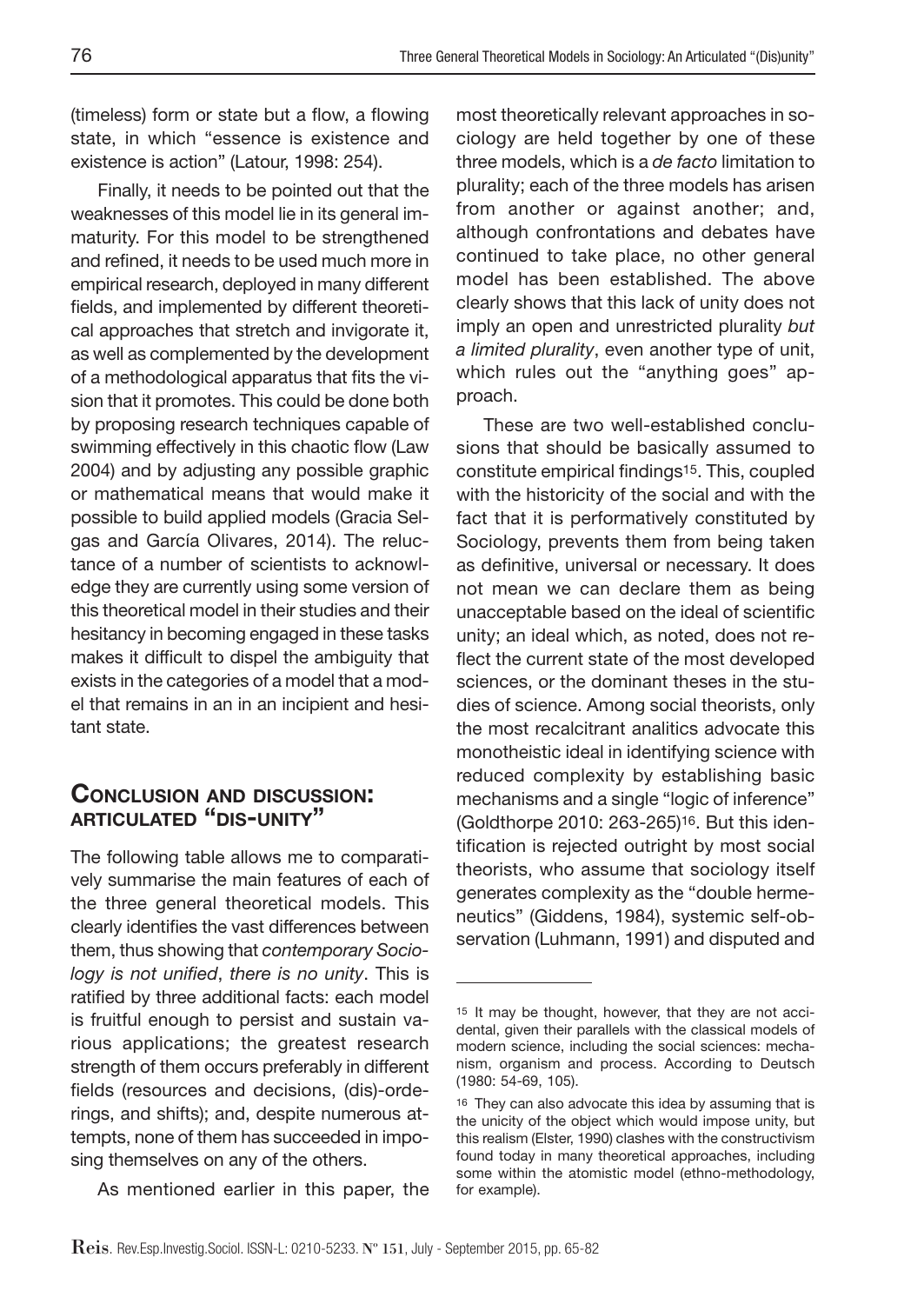(timeless) form or state but a flow, a flowing state, in which "essence is existence and existence is action" (Latour, 1998: 254).

Finally, it needs to be pointed out that the weaknesses of this model lie in its general immaturity. For this model to be strengthened and refined, it needs to be used much more in empirical research, deployed in many different fields, and implemented by different theoretical approaches that stretch and invigorate it, as well as complemented by the development of a methodological apparatus that fits the vision that it promotes. This could be done both by proposing research techniques capable of swimming effectively in this chaotic flow (Law 2004) and by adjusting any possible graphic or mathematical means that would make it possible to build applied models (Gracia Selgas and García Olivares, 2014). The reluctance of a number of scientists to acknowledge they are currently using some version of this theoretical model in their studies and their hesitancy in becoming engaged in these tasks makes it difficult to dispel the ambiguity that exists in the categories of a model that a model that remains in an in an incipient and hesitant state.

## Conclusion and discussion: articulated "dis-unity"

The following table allows me to comparatively summarise the main features of each of the three general theoretical models. This clearly identifies the vast differences between them, thus showing that *contemporary Sociology is not unified*, *there is no unity*. This is ratified by three additional facts: each model is fruitful enough to persist and sustain various applications; the greatest research strength of them occurs preferably in different fields (resources and decisions, (dis)-orderings, and shifts); and, despite numerous attempts, none of them has succeeded in imposing themselves on any of the others.

As mentioned earlier in this paper, the most theoretically relevant approaches in sociology are held together by one of these three models, which is a *de facto* limitation to plurality; each of the three models has arisen from another or against another; and, although confrontations and debates have continued to take place, no other general model has been established. The above clearly shows that this lack of unity does not imply an open and unrestricted plurality *but a limited plurality*, even another type of unit, which rules out the "anything goes" approach.

These are two well-established conclusions that should be basically assumed to constitute empirical findings[15]. This, coupled with the historicity of the social and with the fact that it is performatively constituted by Sociology, prevents them from being taken as definitive, universal or necessary. It does not mean we can declare them as being unacceptable based on the ideal of scientific unity; an ideal which, as noted, does not reflect the current state of the most developed sciences, or the dominant theses in the studies of science. Among social theorists, only the most recalcitrant analitics advocate this monotheistic ideal in identifying science with reduced complexity by establishing basic mechanisms and a single "logic of inference" (Goldthorpe 2010: 263-265)[16]. But this identification is rejected outright by most social theorists, who assume that sociology itself generates complexity as the "double hermeneutics" (Giddens, 1984), systemic self-observation (Luhmann, 1991) and disputed and

---

[15] It may be thought, however, that they are not accidental, given their parallels with the classical models of modern science, including the social sciences: mechanism, organism and process. According to Deutsch (1980: 54-69, 105).

[16] They can also advocate this idea by assuming that is the unicity of the object which would impose unity, but this realism (Elster, 1990) clashes with the constructivism found today in many theoretical approaches, including some within the atomistic model (ethno-methodology, for example).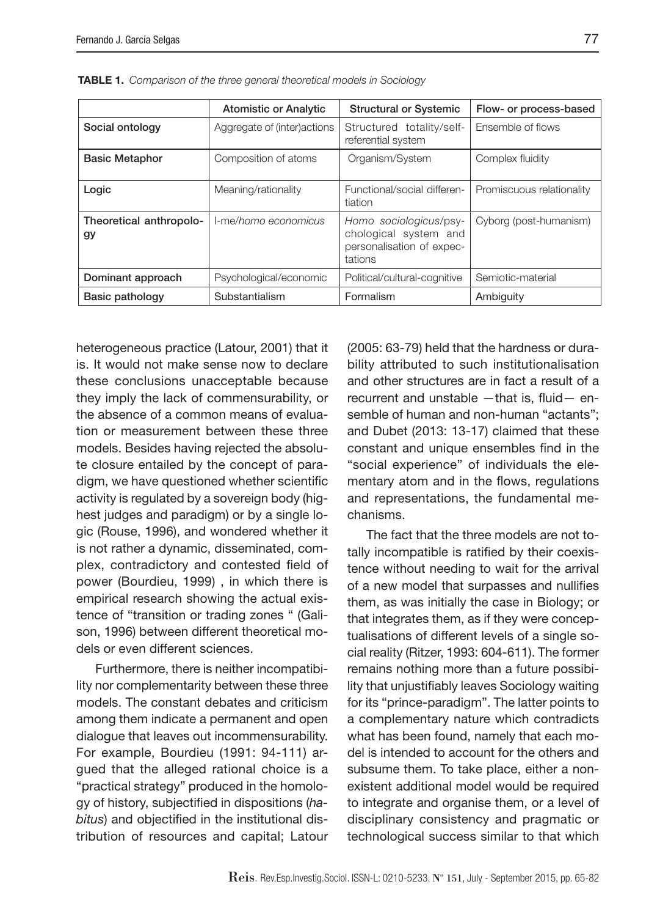**TABLE 1.** *Comparison of the three general theoretical models in Sociology*

| | Atomistic or Analytic | Structural or Systemic | Flow- or process-based |
|---|---|---|---|
| **Social ontology** | Aggregate of (inter)actions | Structured totality/self-referential system | Ensemble of flows |
| **Basic Metaphor** | Composition of atoms | Organism/System | Complex fluidity |
| **Logic** | Meaning/rationality | Functional/social differentiation | Promiscuous relationality |
| **Theoretical anthropology** | I-me/*homo economicus* | *Homo sociologicus*/psychological system and personalisation of expectations | Cyborg (post-humanism) |
| **Dominant approach** | Psychological/economic | Political/cultural-cognitive | Semiotic-material |
| **Basic pathology** | Substantialism | Formalism | Ambiguity |

heterogeneous practice (Latour, 2001) that it is. It would not make sense now to declare these conclusions unacceptable because they imply the lack of commensurability, or the absence of a common means of evaluation or measurement between these three models. Besides having rejected the absolute closure entailed by the concept of paradigm, we have questioned whether scientific activity is regulated by a sovereign body (highest judges and paradigm) or by a single logic (Rouse, 1996), and wondered whether it is not rather a dynamic, disseminated, complex, contradictory and contested field of power (Bourdieu, 1999) , in which there is empirical research showing the actual existence of "transition or trading zones " (Galison, 1996) between different theoretical models or even different sciences.

Furthermore, there is neither incompatibility nor complementarity between these three models. The constant debates and criticism among them indicate a permanent and open dialogue that leaves out incommensurability. For example, Bourdieu (1991: 94-111) argued that the alleged rational choice is a "practical strategy" produced in the homology of history, subjectified in dispositions (*habitus*) and objectified in the institutional distribution of resources and capital; Latour (2005: 63-79) held that the hardness or durability attributed to such institutionalisation and other structures are in fact a result of a recurrent and unstable —that is, fluid— ensemble of human and non-human "actants"; and Dubet (2013: 13-17) claimed that these constant and unique ensembles find in the "social experience" of individuals the elementary atom and in the flows, regulations and representations, the fundamental mechanisms.

The fact that the three models are not totally incompatible is ratified by their coexistence without needing to wait for the arrival of a new model that surpasses and nullifies them, as was initially the case in Biology; or that integrates them, as if they were conceptualisations of different levels of a single social reality (Ritzer, 1993: 604-611). The former remains nothing more than a future possibility that unjustifiably leaves Sociology waiting for its "prince-paradigm". The latter points to a complementary nature which contradicts what has been found, namely that each model is intended to account for the others and subsume them. To take place, either a non-existent additional model would be required to integrate and organise them, or a level of disciplinary consistency and pragmatic or technological success similar to that which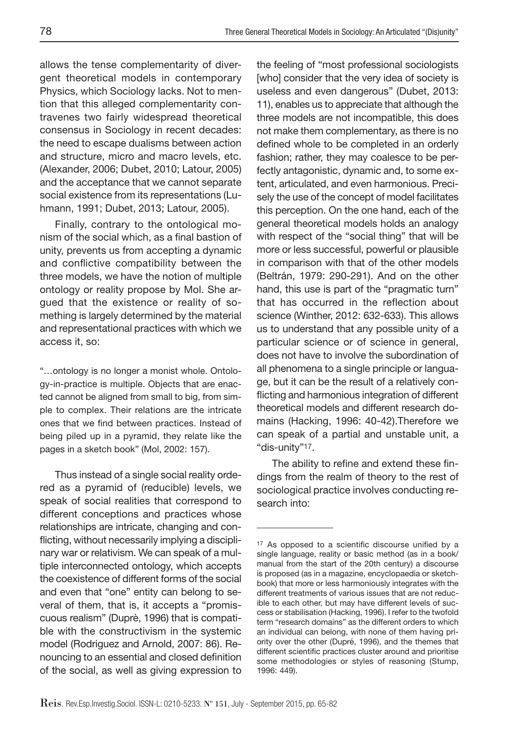allows the tense complementarity of divergent theoretical models in contemporary Physics, which Sociology lacks. Not to mention that this alleged complementarity contravenes two fairly widespread theoretical consensus in Sociology in recent decades: the need to escape dualisms between action and structure, micro and macro levels, etc. (Alexander, 2006; Dubet, 2010; Latour, 2005) and the acceptance that we cannot separate social existence from its representations (Luhmann, 1991; Dubet, 2013; Latour, 2005).

Finally, contrary to the ontological monism of the social which, as a final bastion of unity, prevents us from accepting a dynamic and conflictive compatibility between the three models, we have the notion of multiple ontology or reality propose by Mol. She argued that the existence or reality of something is largely determined by the material and representational practices with which we access it, so:

> "…ontology is no longer a monist whole. Ontology-in-practice is multiple. Objects that are enacted cannot be aligned from small to big, from simple to complex. Their relations are the intricate ones that we find between practices. Instead of being piled up in a pyramid, they relate like the pages in a sketch book" (Mol, 2002: 157).

Thus instead of a single social reality ordered as a pyramid of (reducible) levels, we speak of social realities that correspond to different conceptions and practices whose relationships are intricate, changing and conflicting, without necessarily implying a disciplinary war or relativism. We can speak of a multiple interconnected ontology, which accepts the coexistence of different forms of the social and even that "one" entity can belong to several of them, that is, it accepts a "promiscuous realism" (Duprè, 1996) that is compatible with the constructivism in the systemic model (Rodriguez and Arnold, 2007: 86). Renouncing to an essential and closed definition of the social, as well as giving expression to the feeling of "most professional sociologists [who] consider that the very idea of society is useless and even dangerous" (Dubet, 2013: 11), enables us to appreciate that although the three models are not incompatible, this does not make them complementary, as there is no defined whole to be completed in an orderly fashion; rather, they may coalesce to be perfectly antagonistic, dynamic and, to some extent, articulated, and even harmonious. Precisely the use of the concept of model facilitates this perception. On the one hand, each of the general theoretical models holds an analogy with respect of the "social thing" that will be more or less successful, powerful or plausible in comparison with that of the other models (Beltrán, 1979: 290-291). And on the other hand, this use is part of the "pragmatic turn" that has occurred in the reflection about science (Winther, 2012: 632-633). This allows us to understand that any possible unity of a particular science or of science in general, does not have to involve the subordination of all phenomena to a single principle or language, but it can be the result of a relatively conflicting and harmonious integration of different theoretical models and different research domains (Hacking, 1996: 40-42).Therefore we can speak of a partial and unstable unit, a "dis-unity"[17].

The ability to refine and extend these findings from the realm of theory to the rest of sociological practice involves conducting research into:

---

[17] As opposed to a scientific discourse unified by a single language, reality or basic method (as in a book/manual from the start of the 20th century) a discourse is proposed (as in a magazine, encyclopaedia or sketchbook) that more or less harmoniously integrates with the different treatments of various issues that are not reducible to each other, but may have different levels of success or stabilisation (Hacking, 1996). I refer to the twofold term "research domains" as the different orders to which an individual can belong, with none of them having priority over the other (Dupré, 1996), and the themes that different scientific practices cluster around and prioritise some methodologies or styles of reasoning (Stump, 1996: 449).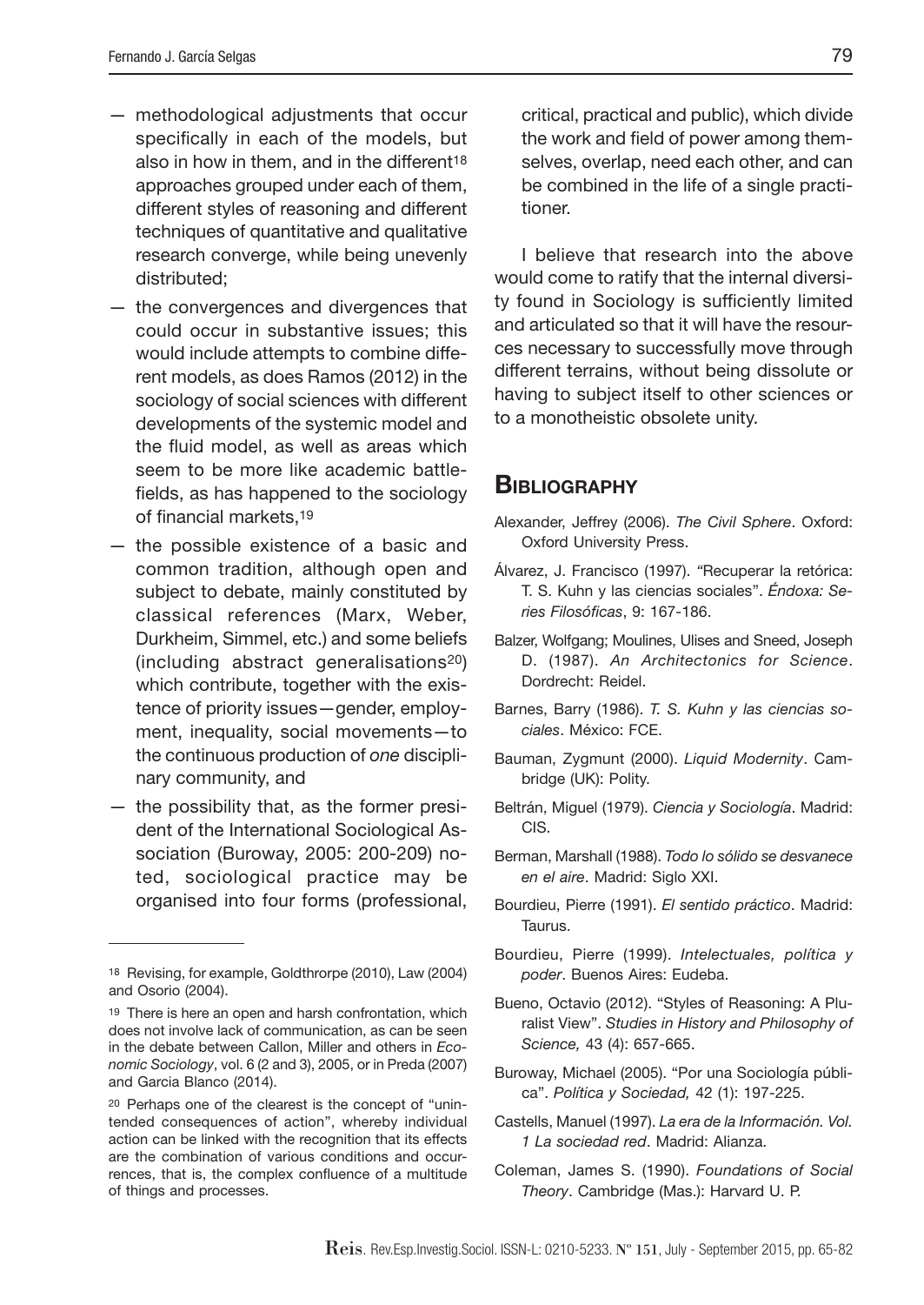— methodological adjustments that occur specifically in each of the models, but also in how in them, and in the different[18] approaches grouped under each of them, different styles of reasoning and different techniques of quantitative and qualitative research converge, while being unevenly distributed;

— the convergences and divergences that could occur in substantive issues; this would include attempts to combine different models, as does Ramos (2012) in the sociology of social sciences with different developments of the systemic model and the fluid model, as well as areas which seem to be more like academic battlefields, as has happened to the sociology of financial markets,[19]

— the possible existence of a basic and common tradition, although open and subject to debate, mainly constituted by classical references (Marx, Weber, Durkheim, Simmel, etc.) and some beliefs (including abstract generalisations[20]) which contribute, together with the existence of priority issues—gender, employment, inequality, social movements—to the continuous production of *one* disciplinary community, and

— the possibility that, as the former president of the International Sociological Association (Buroway, 2005: 200-209) noted, sociological practice may be organised into four forms (professional, critical, practical and public), which divide the work and field of power among themselves, overlap, need each other, and can be combined in the life of a single practitioner.

I believe that research into the above would come to ratify that the internal diversity found in Sociology is sufficiently limited and articulated so that it will have the resources necessary to successfully move through different terrains, without being dissolute or having to subject itself to other sciences or to a monotheistic obsolete unity.

## Bibliography

Alexander, Jeffrey (2006). *The Civil Sphere*. Oxford: Oxford University Press.

Álvarez, J. Francisco (1997). "Recuperar la retórica: T. S. Kuhn y las ciencias sociales". *Éndoxa: Series Filosóficas*, 9: 167-186.

Balzer, Wolfgang; Moulines, Ulises and Sneed, Joseph D. (1987). *An Architectonics for Science*. Dordrecht: Reidel.

Barnes, Barry (1986). *T. S. Kuhn y las ciencias sociales*. México: FCE.

Bauman, Zygmunt (2000). *Liquid Modernity*. Cambridge (UK): Polity.

Beltrán, Miguel (1979). *Ciencia y Sociología*. Madrid: CIS.

Berman, Marshall (1988). *Todo lo sólido se desvanece en el aire*. Madrid: Siglo XXI.

Bourdieu, Pierre (1991). *El sentido práctico*. Madrid: Taurus.

Bourdieu, Pierre (1999). *Intelectuales, política y poder*. Buenos Aires: Eudeba.

Bueno, Octavio (2012). "Styles of Reasoning: A Pluralist View". *Studies in History and Philosophy of Science,* 43 (4): 657-665.

Buroway, Michael (2005). "Por una Sociología pública". *Política y Sociedad,* 42 (1): 197-225.

Castells, Manuel (1997). *La era de la Información. Vol. 1 La sociedad red*. Madrid: Alianza.

Coleman, James S. (1990). *Foundations of Social Theory*. Cambridge (Mas.): Harvard U. P.

---

[18] Revising, for example, Goldthrorpe (2010), Law (2004) and Osorio (2004).

[19] There is here an open and harsh confrontation, which does not involve lack of communication, as can be seen in the debate between Callon, Miller and others in *Economic Sociology*, vol. 6 (2 and 3), 2005, or in Preda (2007) and Garcia Blanco (2014).

[20] Perhaps one of the clearest is the concept of "unintended consequences of action", whereby individual action can be linked with the recognition that its effects are the combination of various conditions and occurrences, that is, the complex confluence of a multitude of things and processes.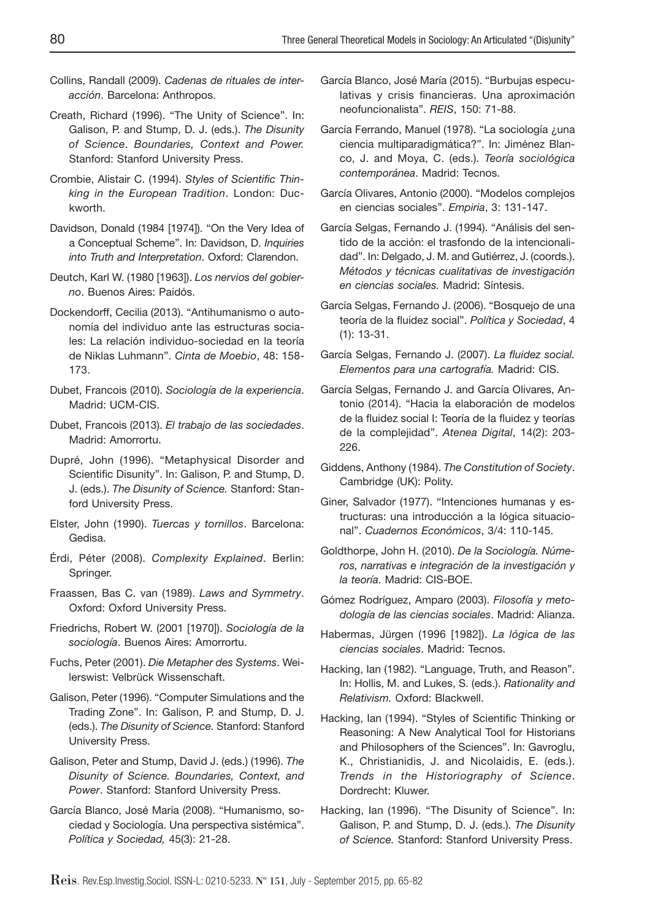Collins, Randall (2009). *Cadenas de rituales de interacción*. Barcelona: Anthropos.

Creath, Richard (1996). “The Unity of Science”. In: Galison, P. and Stump, D. J. (eds.). *The Disunity of Science. Boundaries, Context and Power.* Stanford: Stanford University Press.

Crombie, Alistair C. (1994). *Styles of Scientific Thinking in the European Tradition*. London: Duckworth.

Davidson, Donald (1984 [1974]). “On the Very Idea of a Conceptual Scheme”. In: Davidson, D. *Inquiries into Truth and Interpretation*. Oxford: Clarendon.

Deutch, Karl W. (1980 [1963]). *Los nervios del gobierno*. Buenos Aires: Paidós.

Dockendorff, Cecilia (2013). “Antihumanismo o autonomía del individuo ante las estructuras sociales: La relación individuo-sociedad en la teoría de Niklas Luhmann”. *Cinta de Moebio*, 48: 158-173.

Dubet, Francois (2010). *Sociología de la experiencia*. Madrid: UCM-CIS.

Dubet, Francois (2013). *El trabajo de las sociedades*. Madrid: Amorrortu.

Dupré, John (1996). “Metaphysical Disorder and Scientific Disunity”. In: Galison, P. and Stump, D. J. (eds.). *The Disunity of Science.* Stanford: Stanford University Press.

Elster, John (1990). *Tuercas y tornillos*. Barcelona: Gedisa.

Érdi, Péter (2008). *Complexity Explained*. Berlin: Springer.

Fraassen, Bas C. van (1989). *Laws and Symmetry*. Oxford: Oxford University Press.

Friedrichs, Robert W. (2001 [1970]). *Sociología de la sociología*. Buenos Aires: Amorrortu.

Fuchs, Peter (2001). *Die Metapher des Systems*. Weilerswist: Velbrück Wissenschaft.

Galison, Peter (1996). “Computer Simulations and the Trading Zone”. In: Galison, P. and Stump, D. J. (eds.). *The Disunity of Science.* Stanford: Stanford University Press.

Galison, Peter and Stump, David J. (eds.) (1996). *The Disunity of Science. Boundaries, Context, and Power*. Stanford: Stanford University Press.

García Blanco, José María (2008). “Humanismo, sociedad y Sociología. Una perspectiva sistémica”. *Política y Sociedad,* 45(3): 21-28.

García Blanco, José María (2015). “Burbujas especulativas y crisis financieras. Una aproximación neofuncionalista”. *REIS*, 150: 71-88.

García Ferrando, Manuel (1978). “La sociología ¿una ciencia multiparadigmática?”. In: Jiménez Blanco, J. and Moya, C. (eds.). *Teoría sociológica contemporánea*. Madrid: Tecnos.

García Olivares, Antonio (2000). “Modelos complejos en ciencias sociales”. *Empiria*, 3: 131-147.

García Selgas, Fernando J. (1994). “Análisis del sentido de la acción: el trasfondo de la intencionalidad”. In: Delgado, J. M. and Gutiérrez, J. (coords.). *Métodos y técnicas cualitativas de investigación en ciencias sociales.* Madrid: Síntesis.

García Selgas, Fernando J. (2006). “Bosquejo de una teoría de la fluidez social”. *Política y Sociedad*, 4 (1): 13-31.

García Selgas, Fernando J. (2007). *La fluidez social. Elementos para una cartografía.* Madrid: CIS.

García Selgas, Fernando J. and García Olivares, Antonio (2014). “Hacia la elaboración de modelos de la fluidez social I: Teoría de la fluidez y teorías de la complejidad”. *Atenea Digital*, 14(2): 203-226.

Giddens, Anthony (1984). *The Constitution of Society*. Cambridge (UK): Polity.

Giner, Salvador (1977). “Intenciones humanas y estructuras: una introducción a la lógica situacional”. *Cuadernos Económicos*, 3/4: 110-145.

Goldthorpe, John H. (2010). *De la Sociología. Números, narrativas e integración de la investigación y la teoría*. Madrid: CIS-BOE.

Gómez Rodríguez, Amparo (2003). *Filosofía y metodología de las ciencias sociales*. Madrid: Alianza.

Habermas, Jürgen (1996 [1982]). *La lógica de las ciencias sociales*. Madrid: Tecnos.

Hacking, Ian (1982). “Language, Truth, and Reason”. In: Hollis, M. and Lukes, S. (eds.). *Rationality and Relativism.* Oxford: Blackwell.

Hacking, Ian (1994). “Styles of Scientific Thinking or Reasoning: A New Analytical Tool for Historians and Philosophers of the Sciences”. In: Gavroglu, K., Christianidis, J. and Nicolaidis, E. (eds.). *Trends in the Historiography of Science*. Dordrecht: Kluwer.

Hacking, Ian (1996). “The Disunity of Science”. In: Galison, P. and Stump, D. J. (eds.). *The Disunity of Science.* Stanford: Stanford University Press.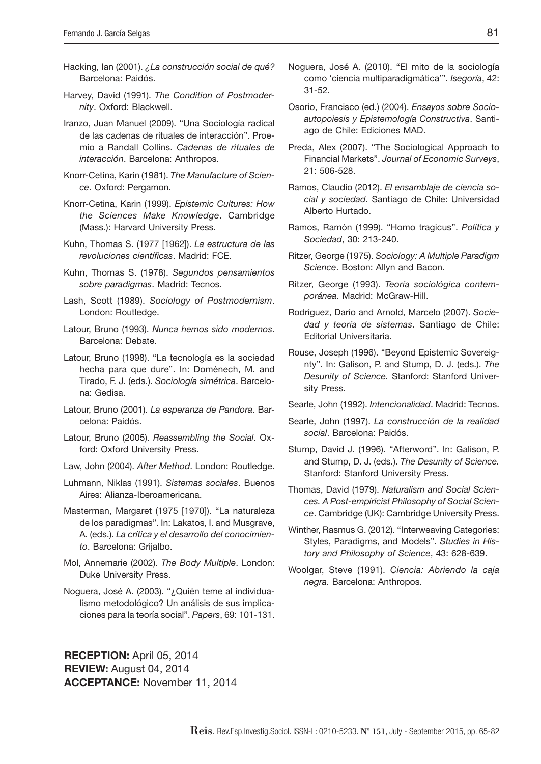Hacking, Ian (2001). *¿La construcción social de qué?* Barcelona: Paidós.

Harvey, David (1991). *The Condition of Postmodernity*. Oxford: Blackwell.

Iranzo, Juan Manuel (2009). "Una Sociología radical de las cadenas de rituales de interacción". Proemio a Randall Collins. *Cadenas de rituales de interacción*. Barcelona: Anthropos.

Knorr-Cetina, Karin (1981). *The Manufacture of Science*. Oxford: Pergamon.

Knorr-Cetina, Karin (1999). *Epistemic Cultures: How the Sciences Make Knowledge*. Cambridge (Mass.): Harvard University Press.

Kuhn, Thomas S. (1977 [1962]). *La estructura de las revoluciones científicas*. Madrid: FCE.

Kuhn, Thomas S. (1978). *Segundos pensamientos sobre paradigmas*. Madrid: Tecnos.

Lash, Scott (1989). *Sociology of Postmodernism*. London: Routledge.

Latour, Bruno (1993). *Nunca hemos sido modernos*. Barcelona: Debate.

Latour, Bruno (1998). "La tecnología es la sociedad hecha para que dure". In: Doménech, M. and Tirado, F. J. (eds.). *Sociología simétrica*. Barcelona: Gedisa.

Latour, Bruno (2001). *La esperanza de Pandora*. Barcelona: Paidós.

Latour, Bruno (2005). *Reassembling the Social*. Oxford: Oxford University Press.

Law, John (2004). *After Method*. London: Routledge.

Luhmann, Niklas (1991). *Sistemas sociales*. Buenos Aires: Alianza-Iberoamericana.

Masterman, Margaret (1975 [1970]). "La naturaleza de los paradigmas". In: Lakatos, I. and Musgrave, A. (eds.). *La crítica y el desarrollo del conocimiento*. Barcelona: Grijalbo.

Mol, Annemarie (2002). *The Body Multiple*. London: Duke University Press.

Noguera, José A. (2003). "¿Quién teme al individualismo metodológico? Un análisis de sus implicaciones para la teoría social". *Papers*, 69: 101-131.

Noguera, José A. (2010). "El mito de la sociología como 'ciencia multiparadigmática'". *Isegoría*, 42: 31-52.

Osorio, Francisco (ed.) (2004). *Ensayos sobre Socioautopoiesis y Epistemología Constructiva*. Santiago de Chile: Ediciones MAD.

Preda, Alex (2007). "The Sociological Approach to Financial Markets". *Journal of Economic Surveys*, 21: 506-528.

Ramos, Claudio (2012). *El ensamblaje de ciencia social y sociedad*. Santiago de Chile: Universidad Alberto Hurtado.

Ramos, Ramón (1999). "Homo tragicus". *Política y Sociedad*, 30: 213-240.

Ritzer, George (1975). *Sociology: A Multiple Paradigm Science*. Boston: Allyn and Bacon.

Ritzer, George (1993). *Teoría sociológica contemporánea*. Madrid: McGraw-Hill.

Rodríguez, Darío and Arnold, Marcelo (2007). *Sociedad y teoría de sistemas*. Santiago de Chile: Editorial Universitaria.

Rouse, Joseph (1996). "Beyond Epistemic Sovereignty". In: Galison, P. and Stump, D. J. (eds.). *The Desunity of Science.* Stanford: Stanford University Press.

Searle, John (1992). *Intencionalidad*. Madrid: Tecnos.

Searle, John (1997). *La construcción de la realidad social*. Barcelona: Paidós.

Stump, David J. (1996). "Afterword". In: Galison, P. and Stump, D. J. (eds.). *The Desunity of Science.* Stanford: Stanford University Press.

Thomas, David (1979). *Naturalism and Social Sciences. A Post-empiricist Philosophy of Social Science*. Cambridge (UK): Cambridge University Press.

Winther, Rasmus G. (2012). "Interweaving Categories: Styles, Paradigms, and Models". *Studies in History and Philosophy of Science*, 43: 628-639.

Woolgar, Steve (1991). *Ciencia: Abriendo la caja negra.* Barcelona: Anthropos.

**RECEPTION:** April 05, 2014
**REVIEW:** August 04, 2014
**ACCEPTANCE:** November 11, 2014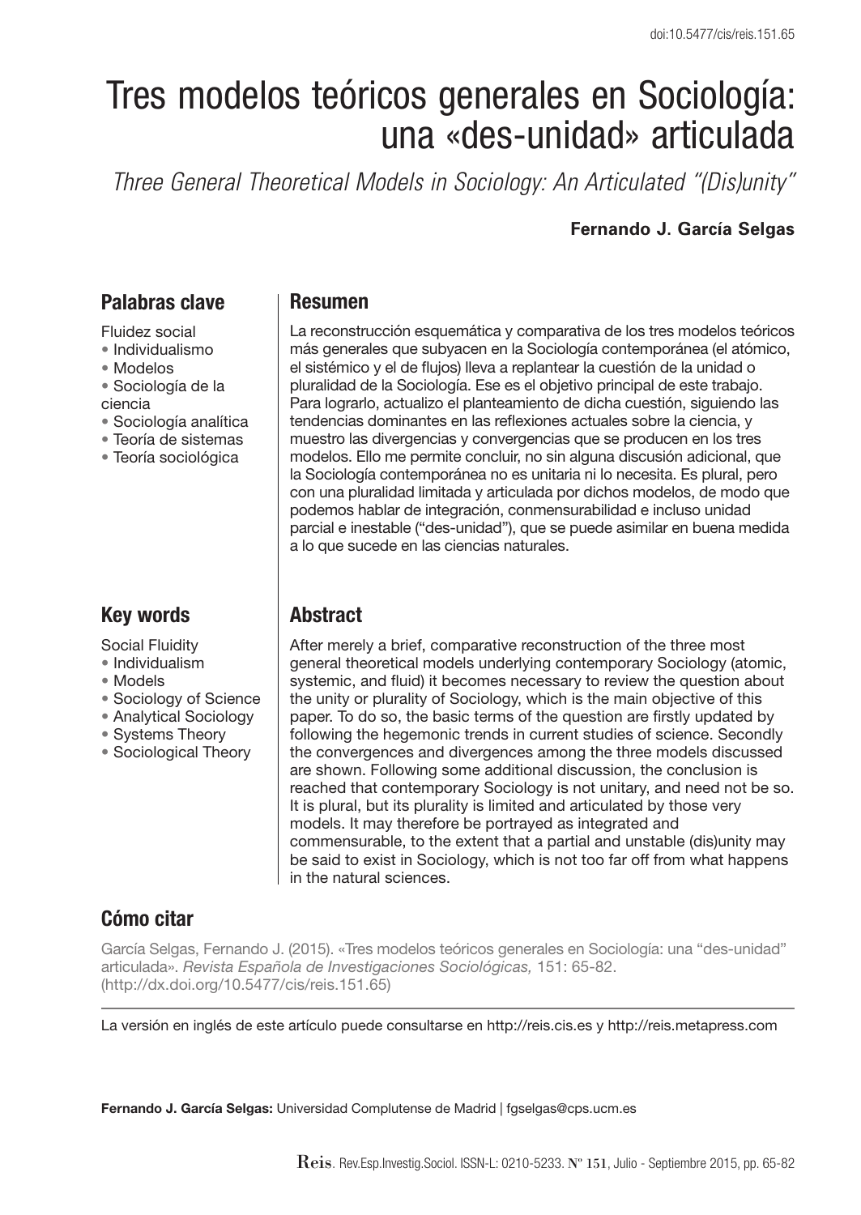# Tres modelos teóricos generales en Sociología: una «des-unidad» articulada

*Three General Theoretical Models in Sociology: An Articulated "(Dis)unity"*

**Fernando J. García Selgas**

## Palabras clave

Fluidez social
- Individualismo
- Modelos
- Sociología de la ciencia
- Sociología analítica
- Teoría de sistemas
- Teoría sociológica

## Resumen

La reconstrucción esquemática y comparativa de los tres modelos teóricos más generales que subyacen en la Sociología contemporánea (el atómico, el sistémico y el de flujos) lleva a replantear la cuestión de la unidad o pluralidad de la Sociología. Ese es el objetivo principal de este trabajo. Para lograrlo, actualizo el planteamiento de dicha cuestión, siguiendo las tendencias dominantes en las reflexiones actuales sobre la ciencia, y muestro las divergencias y convergencias que se producen en los tres modelos. Ello me permite concluir, no sin alguna discusión adicional, que la Sociología contemporánea no es unitaria ni lo necesita. Es plural, pero con una pluralidad limitada y articulada por dichos modelos, de modo que podemos hablar de integración, conmensurabilidad e incluso unidad parcial e inestable ("des-unidad"), que se puede asimilar en buena medida a lo que sucede en las ciencias naturales.

## Key words

Social Fluidity
- Individualism
- Models
- Sociology of Science
- Analytical Sociology
- Systems Theory
- Sociological Theory

## Abstract

After merely a brief, comparative reconstruction of the three most general theoretical models underlying contemporary Sociology (atomic, systemic, and fluid) it becomes necessary to review the question about the unity or plurality of Sociology, which is the main objective of this paper. To do so, the basic terms of the question are firstly updated by following the hegemonic trends in current studies of science. Secondly the convergences and divergences among the three models discussed are shown. Following some additional discussion, the conclusion is reached that contemporary Sociology is not unitary, and need not be so. It is plural, but its plurality is limited and articulated by those very models. It may therefore be portrayed as integrated and commensurable, to the extent that a partial and unstable (dis)unity may be said to exist in Sociology, which is not too far off from what happens in the natural sciences.

## Cómo citar

García Selgas, Fernando J. (2015). «Tres modelos teóricos generales en Sociología: una "des-unidad" articulada». *Revista Española de Investigaciones Sociológicas,* 151: 65-82. (http://dx.doi.org/10.5477/cis/reis.151.65)

La versión en inglés de este artículo puede consultarse en http://reis.cis.es y http://reis.metapress.com

**Fernando J. García Selgas:** Universidad Complutense de Madrid | fgselgas@cps.ucm.es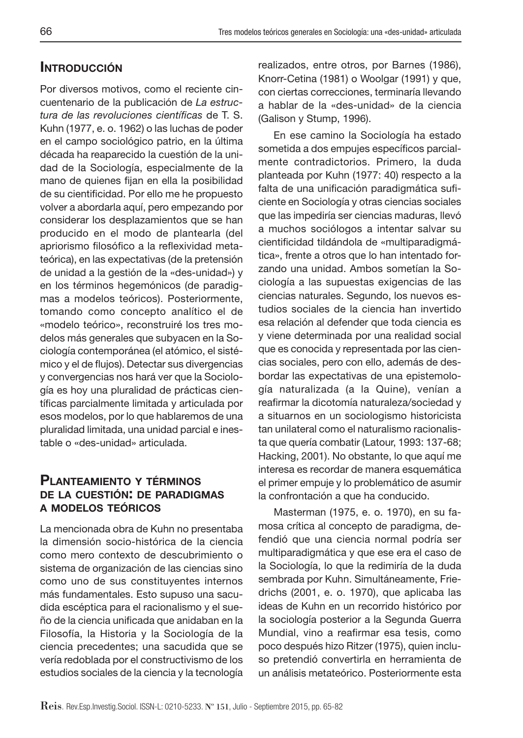## Introducción

Por diversos motivos, como el reciente cincuentenario de la publicación de *La estructura de las revoluciones científicas* de T. S. Kuhn (1977, e. o. 1962) o las luchas de poder en el campo sociológico patrio, en la última década ha reaparecido la cuestión de la unidad de la Sociología, especialmente de la mano de quienes fijan en ella la posibilidad de su cientificidad. Por ello me he propuesto volver a abordarla aquí, pero empezando por considerar los desplazamientos que se han producido en el modo de plantearla (del apriorismo filosófico a la reflexividad metateórica), en las expectativas (de la pretensión de unidad a la gestión de la «des-unidad») y en los términos hegemónicos (de paradigmas a modelos teóricos). Posteriormente, tomando como concepto analítico el de «modelo teórico», reconstruiré los tres modelos más generales que subyacen en la Sociología contemporánea (el atómico, el sistémico y el de flujos). Detectar sus divergencias y convergencias nos hará ver que la Sociología es hoy una pluralidad de prácticas científicas parcialmente limitada y articulada por esos modelos, por lo que hablaremos de una pluralidad limitada, una unidad parcial e inestable o «des-unidad» articulada.

## Planteamiento y términos de la cuestión: de paradigmas a modelos teóricos

La mencionada obra de Kuhn no presentaba la dimensión socio-histórica de la ciencia como mero contexto de descubrimiento o sistema de organización de las ciencias sino como uno de sus constituyentes internos más fundamentales. Esto supuso una sacudida escéptica para el racionalismo y el sueño de la ciencia unificada que anidaban en la Filosofía, la Historia y la Sociología de la ciencia precedentes; una sacudida que se vería redoblada por el constructivismo de los estudios sociales de la ciencia y la tecnología realizados, entre otros, por Barnes (1986), Knorr-Cetina (1981) o Woolgar (1991) y que, con ciertas correcciones, terminaría llevando a hablar de la «des-unidad» de la ciencia (Galison y Stump, 1996).

En ese camino la Sociología ha estado sometida a dos empujes específicos parcialmente contradictorios. Primero, la duda planteada por Kuhn (1977: 40) respecto a la falta de una unificación paradigmática suficiente en Sociología y otras ciencias sociales que las impediría ser ciencias maduras, llevó a muchos sociólogos a intentar salvar su cientificidad tildándola de «multiparadigmática», frente a otros que lo han intentado forzando una unidad. Ambos sometían la Sociología a las supuestas exigencias de las ciencias naturales. Segundo, los nuevos estudios sociales de la ciencia han invertido esa relación al defender que toda ciencia es y viene determinada por una realidad social que es conocida y representada por las ciencias sociales, pero con ello, además de desbordar las expectativas de una epistemología naturalizada (a la Quine), venían a reafirmar la dicotomía naturaleza/sociedad y a situarnos en un sociologismo historicista tan unilateral como el naturalismo racionalista que quería combatir (Latour, 1993: 137-68; Hacking, 2001). No obstante, lo que aquí me interesa es recordar de manera esquemática el primer empuje y lo problemático de asumir la confrontación a que ha conducido.

Masterman (1975, e. o. 1970), en su famosa crítica al concepto de paradigma, defendió que una ciencia normal podría ser multiparadigmática y que ese era el caso de la Sociología, lo que la redimiría de la duda sembrada por Kuhn. Simultáneamente, Friedrichs (2001, e. o. 1970), que aplicaba las ideas de Kuhn en un recorrido histórico por la sociología posterior a la Segunda Guerra Mundial, vino a reafirmar esa tesis, como poco después hizo Ritzer (1975), quien incluso pretendió convertirla en herramienta de un análisis metateórico. Posteriormente esta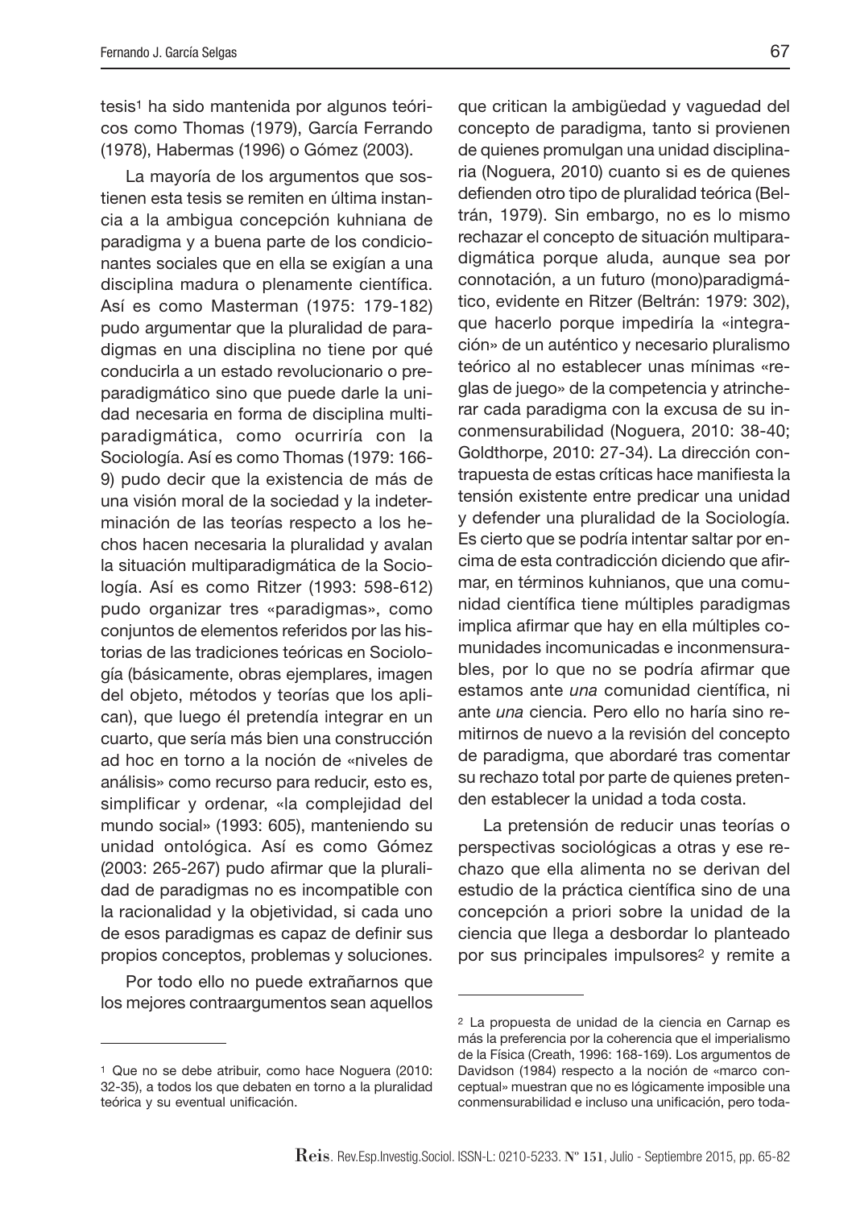tesis[1] ha sido mantenida por algunos teóricos como Thomas (1979), García Ferrando (1978), Habermas (1996) o Gómez (2003).

La mayoría de los argumentos que sostienen esta tesis se remiten en última instancia a la ambigua concepción kuhniana de paradigma y a buena parte de los condicionantes sociales que en ella se exigían a una disciplina madura o plenamente científica. Así es como Masterman (1975: 179-182) pudo argumentar que la pluralidad de paradigmas en una disciplina no tiene por qué conducirla a un estado revolucionario o preparadigmático sino que puede darle la unidad necesaria en forma de disciplina multiparadigmática, como ocurriría con la Sociología. Así es como Thomas (1979: 166-9) pudo decir que la existencia de más de una visión moral de la sociedad y la indeterminación de las teorías respecto a los hechos hacen necesaria la pluralidad y avalan la situación multiparadigmática de la Sociología. Así es como Ritzer (1993: 598-612) pudo organizar tres «paradigmas», como conjuntos de elementos referidos por las historias de las tradiciones teóricas en Sociología (básicamente, obras ejemplares, imagen del objeto, métodos y teorías que los aplican), que luego él pretendía integrar en un cuarto, que sería más bien una construcción ad hoc en torno a la noción de «niveles de análisis» como recurso para reducir, esto es, simplificar y ordenar, «la complejidad del mundo social» (1993: 605), manteniendo su unidad ontológica. Así es como Gómez (2003: 265-267) pudo afirmar que la pluralidad de paradigmas no es incompatible con la racionalidad y la objetividad, si cada uno de esos paradigmas es capaz de definir sus propios conceptos, problemas y soluciones.

Por todo ello no puede extrañarnos que los mejores contraargumentos sean aquellos que critican la ambigüedad y vaguedad del concepto de paradigma, tanto si provienen de quienes promulgan una unidad disciplinaria (Noguera, 2010) cuanto si es de quienes defienden otro tipo de pluralidad teórica (Beltrán, 1979). Sin embargo, no es lo mismo rechazar el concepto de situación multiparadigmática porque aluda, aunque sea por connotación, a un futuro (mono)paradigmático, evidente en Ritzer (Beltrán: 1979: 302), que hacerlo porque impediría la «integración» de un auténtico y necesario pluralismo teórico al no establecer unas mínimas «reglas de juego» de la competencia y atrincherar cada paradigma con la excusa de su inconmensurabilidad (Noguera, 2010: 38-40; Goldthorpe, 2010: 27-34). La dirección contrapuesta de estas críticas hace manifiesta la tensión existente entre predicar una unidad y defender una pluralidad de la Sociología. Es cierto que se podría intentar saltar por encima de esta contradicción diciendo que afirmar, en términos kuhnianos, que una comunidad científica tiene múltiples paradigmas implica afirmar que hay en ella múltiples comunidades incomunicadas e inconmensurables, por lo que no se podría afirmar que estamos ante *una* comunidad científica, ni ante *una* ciencia. Pero ello no haría sino remitirnos de nuevo a la revisión del concepto de paradigma, que abordaré tras comentar su rechazo total por parte de quienes pretenden establecer la unidad a toda costa.

La pretensión de reducir unas teorías o perspectivas sociológicas a otras y ese rechazo que ella alimenta no se derivan del estudio de la práctica científica sino de una concepción a priori sobre la unidad de la ciencia que llega a desbordar lo planteado por sus principales impulsores[2] y remite a

---

[1] Que no se debe atribuir, como hace Noguera (2010: 32-35), a todos los que debaten en torno a la pluralidad teórica y su eventual unificación.

[2] La propuesta de unidad de la ciencia en Carnap es más la preferencia por la coherencia que el imperialismo de la Física (Creath, 1996: 168-169). Los argumentos de Davidson (1984) respecto a la noción de «marco conceptual» muestran que no es lógicamente imposible una conmensurabilidad e incluso una unificación, pero toda-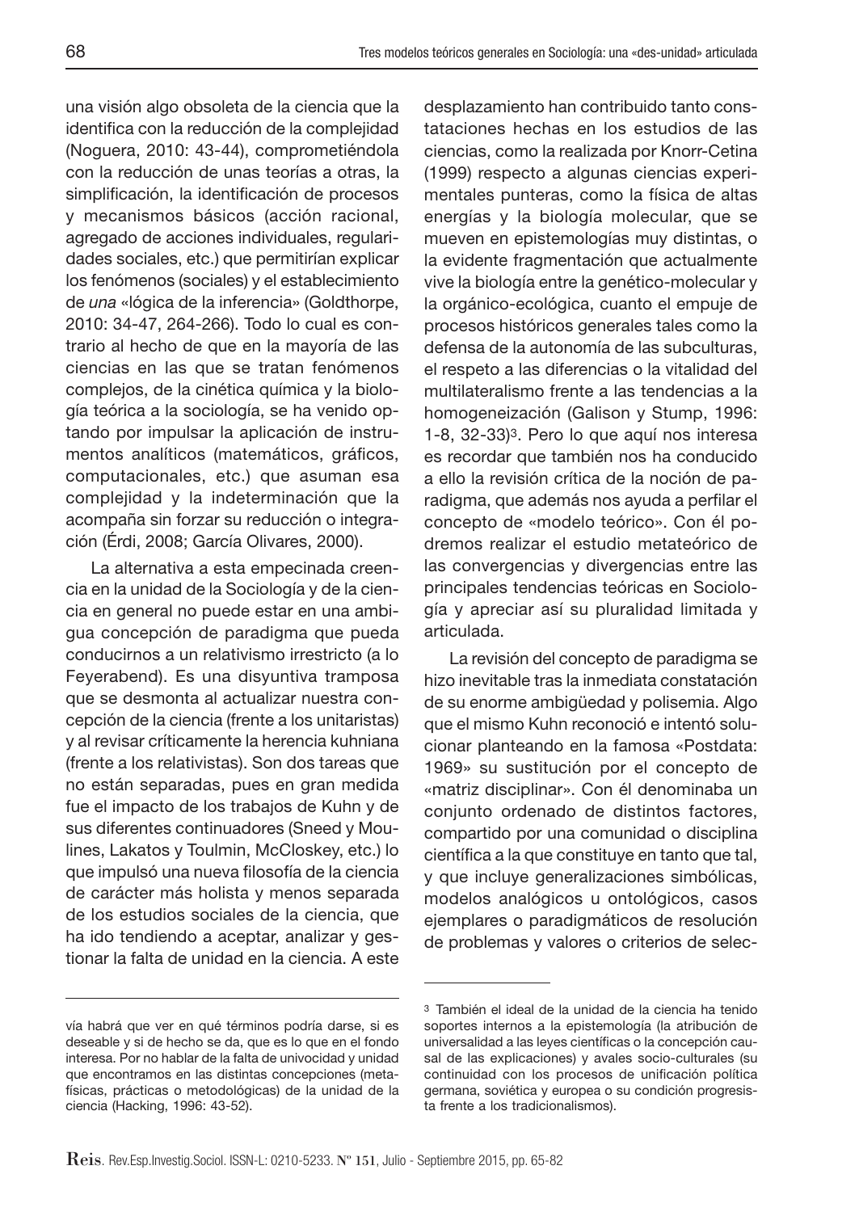una visión algo obsoleta de la ciencia que la identifica con la reducción de la complejidad (Noguera, 2010: 43-44), comprometiéndola con la reducción de unas teorías a otras, la simplificación, la identificación de procesos y mecanismos básicos (acción racional, agregado de acciones individuales, regularidades sociales, etc.) que permitirían explicar los fenómenos (sociales) y el establecimiento de *una* «lógica de la inferencia» (Goldthorpe, 2010: 34-47, 264-266). Todo lo cual es contrario al hecho de que en la mayoría de las ciencias en las que se tratan fenómenos complejos, de la cinética química y la biología teórica a la sociología, se ha venido optando por impulsar la aplicación de instrumentos analíticos (matemáticos, gráficos, computacionales, etc.) que asuman esa complejidad y la indeterminación que la acompaña sin forzar su reducción o integración (Érdi, 2008; García Olivares, 2000).

La alternativa a esta empecinada creencia en la unidad de la Sociología y de la ciencia en general no puede estar en una ambigua concepción de paradigma que pueda conducirnos a un relativismo irrestricto (a lo Feyerabend). Es una disyuntiva tramposa que se desmonta al actualizar nuestra concepción de la ciencia (frente a los unitaristas) y al revisar críticamente la herencia kuhniana (frente a los relativistas). Son dos tareas que no están separadas, pues en gran medida fue el impacto de los trabajos de Kuhn y de sus diferentes continuadores (Sneed y Moulines, Lakatos y Toulmin, McCloskey, etc.) lo que impulsó una nueva filosofía de la ciencia de carácter más holista y menos separada de los estudios sociales de la ciencia, que ha ido tendiendo a aceptar, analizar y gestionar la falta de unidad en la ciencia. A este desplazamiento han contribuido tanto constataciones hechas en los estudios de las ciencias, como la realizada por Knorr-Cetina (1999) respecto a algunas ciencias experimentales punteras, como la física de altas energías y la biología molecular, que se mueven en epistemologías muy distintas, o la evidente fragmentación que actualmente vive la biología entre la genético-molecular y la orgánico-ecológica, cuanto el empuje de procesos históricos generales tales como la defensa de la autonomía de las subculturas, el respeto a las diferencias o la vitalidad del multilateralismo frente a las tendencias a la homogeneización (Galison y Stump, 1996: 1-8, 32-33)[3]. Pero lo que aquí nos interesa es recordar que también nos ha conducido a ello la revisión crítica de la noción de paradigma, que además nos ayuda a perfilar el concepto de «modelo teórico». Con él podremos realizar el estudio metateórico de las convergencias y divergencias entre las principales tendencias teóricas en Sociología y apreciar así su pluralidad limitada y articulada.

La revisión del concepto de paradigma se hizo inevitable tras la inmediata constatación de su enorme ambigüedad y polisemia. Algo que el mismo Kuhn reconoció e intentó solucionar planteando en la famosa «Postdata: 1969» su sustitución por el concepto de «matriz disciplinar». Con él denominaba un conjunto ordenado de distintos factores, compartido por una comunidad o disciplina científica a la que constituye en tanto que tal, y que incluye generalizaciones simbólicas, modelos analógicos u ontológicos, casos ejemplares o paradigmáticos de resolución de problemas y valores o criterios de selec-

---

vía habrá que ver en qué términos podría darse, si es deseable y si de hecho se da, que es lo que en el fondo interesa. Por no hablar de la falta de univocidad y unidad que encontramos en las distintas concepciones (metafísicas, prácticas o metodológicas) de la unidad de la ciencia (Hacking, 1996: 43-52).

[3] También el ideal de la unidad de la ciencia ha tenido soportes internos a la epistemología (la atribución de universalidad a las leyes científicas o la concepción causal de las explicaciones) y avales socio-culturales (su continuidad con los procesos de unificación política germana, soviética y europea o su condición progresista frente a los tradicionalismos).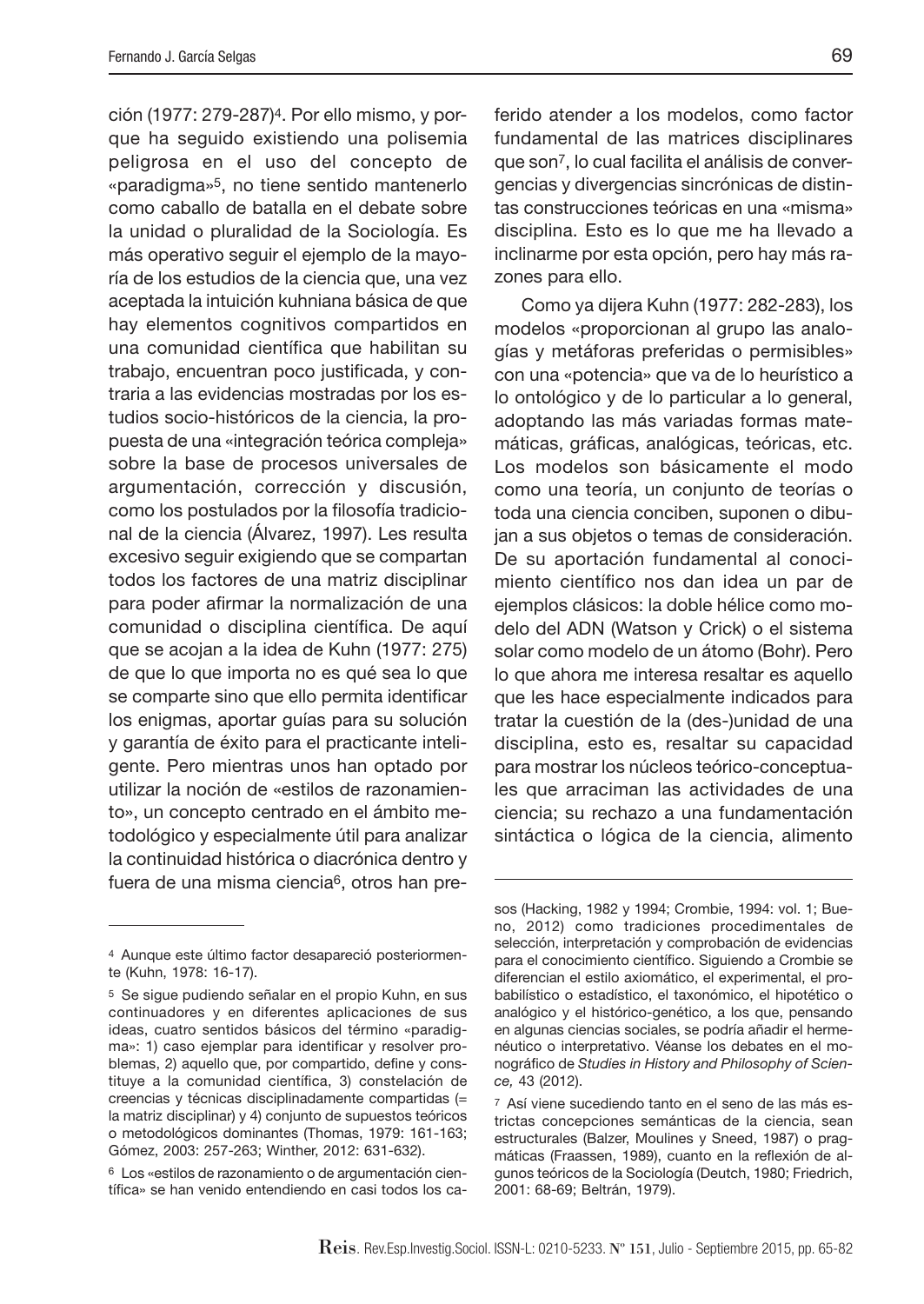ción (1977: 279-287)[4]. Por ello mismo, y porque ha seguido existiendo una polisemia peligrosa en el uso del concepto de «paradigma»[5], no tiene sentido mantenerlo como caballo de batalla en el debate sobre la unidad o pluralidad de la Sociología. Es más operativo seguir el ejemplo de la mayoría de los estudios de la ciencia que, una vez aceptada la intuición kuhniana básica de que hay elementos cognitivos compartidos en una comunidad científica que habilitan su trabajo, encuentran poco justificada, y contraria a las evidencias mostradas por los estudios socio-históricos de la ciencia, la propuesta de una «integración teórica compleja» sobre la base de procesos universales de argumentación, corrección y discusión, como los postulados por la filosofía tradicional de la ciencia (Álvarez, 1997). Les resulta excesivo seguir exigiendo que se compartan todos los factores de una matriz disciplinar para poder afirmar la normalización de una comunidad o disciplina científica. De aquí que se acojan a la idea de Kuhn (1977: 275) de que lo que importa no es qué sea lo que se comparte sino que ello permita identificar los enigmas, aportar guías para su solución y garantía de éxito para el practicante inteligente. Pero mientras unos han optado por utilizar la noción de «estilos de razonamiento», un concepto centrado en el ámbito metodológico y especialmente útil para analizar la continuidad histórica o diacrónica dentro y fuera de una misma ciencia[6], otros han preferido atender a los modelos, como factor fundamental de las matrices disciplinares que son[7], lo cual facilita el análisis de convergencias y divergencias sincrónicas de distintas construcciones teóricas en una «misma» disciplina. Esto es lo que me ha llevado a inclinarme por esta opción, pero hay más razones para ello.

Como ya dijera Kuhn (1977: 282-283), los modelos «proporcionan al grupo las analogías y metáforas preferidas o permisibles» con una «potencia» que va de lo heurístico a lo ontológico y de lo particular a lo general, adoptando las más variadas formas matemáticas, gráficas, analógicas, teóricas, etc. Los modelos son básicamente el modo como una teoría, un conjunto de teorías o toda una ciencia conciben, suponen o dibujan a sus objetos o temas de consideración. De su aportación fundamental al conocimiento científico nos dan idea un par de ejemplos clásicos: la doble hélice como modelo del ADN (Watson y Crick) o el sistema solar como modelo de un átomo (Bohr). Pero lo que ahora me interesa resaltar es aquello que les hace especialmente indicados para tratar la cuestión de la (des-)unidad de una disciplina, esto es, resaltar su capacidad para mostrar los núcleos teórico-conceptuales que arraciman las actividades de una ciencia; su rechazo a una fundamentación sintáctica o lógica de la ciencia, alimento

---

[4] Aunque este último factor desapareció posteriormente (Kuhn, 1978: 16-17).

[5] Se sigue pudiendo señalar en el propio Kuhn, en sus continuadores y en diferentes aplicaciones de sus ideas, cuatro sentidos básicos del término «paradigma»: 1) caso ejemplar para identificar y resolver problemas, 2) aquello que, por compartido, define y constituye a la comunidad científica, 3) constelación de creencias y técnicas disciplinadamente compartidas (= la matriz disciplinar) y 4) conjunto de supuestos teóricos o metodológicos dominantes (Thomas, 1979: 161-163; Gómez, 2003: 257-263; Winther, 2012: 631-632).

[6] Los «estilos de razonamiento o de argumentación científica» se han venido entendiendo en casi todos los casos (Hacking, 1982 y 1994; Crombie, 1994: vol. 1; Bueno, 2012) como tradiciones procedimentales de selección, interpretación y comprobación de evidencias para el conocimiento científico. Siguiendo a Crombie se diferencian el estilo axiomático, el experimental, el probabilístico o estadístico, el taxonómico, el hipotético o analógico y el histórico-genético, a los que, pensando en algunas ciencias sociales, se podría añadir el hermenéutico o interpretativo. Véanse los debates en el monográfico de *Studies in History and Philosophy of Science,* 43 (2012).

[7] Así viene sucediendo tanto en el seno de las más estrictas concepciones semánticas de la ciencia, sean estructurales (Balzer, Moulines y Sneed, 1987) o pragmáticas (Fraassen, 1989), cuanto en la reflexión de algunos teóricos de la Sociología (Deutch, 1980; Friedrich, 2001: 68-69; Beltrán, 1979).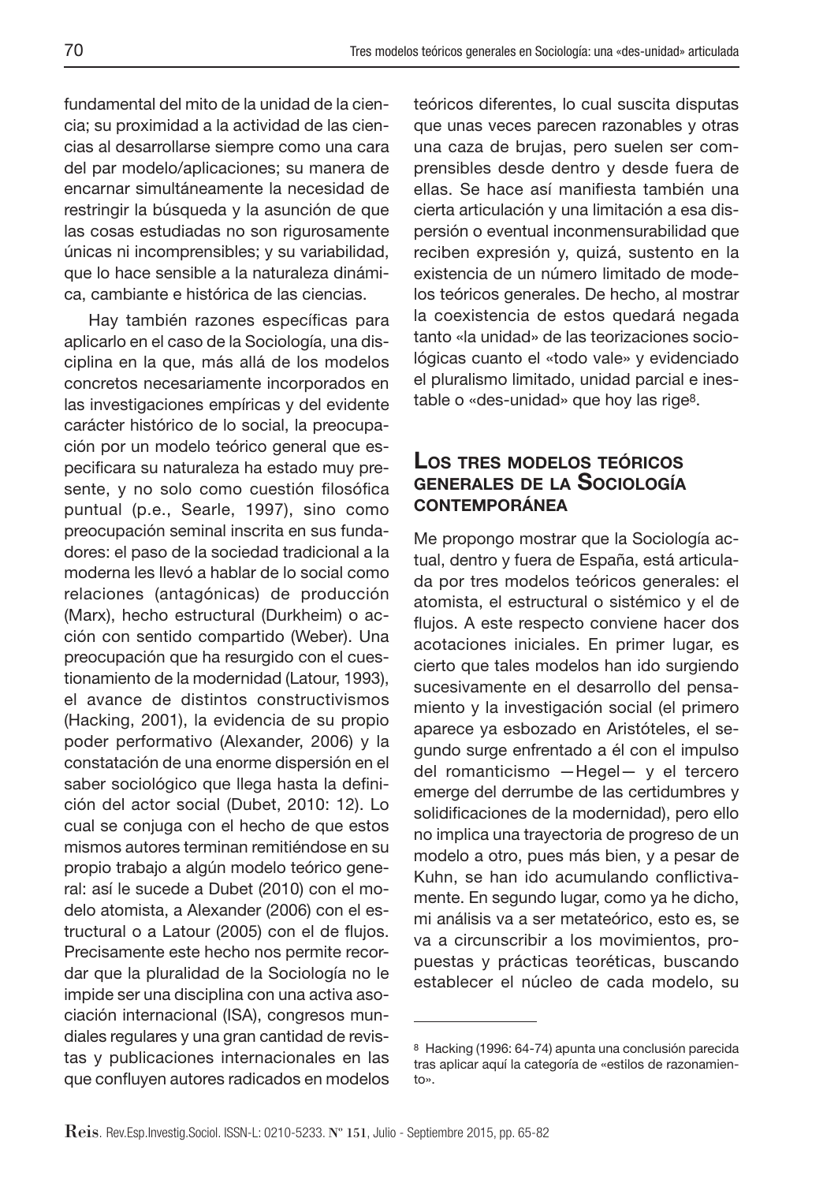fundamental del mito de la unidad de la ciencia; su proximidad a la actividad de las ciencias al desarrollarse siempre como una cara del par modelo/aplicaciones; su manera de encarnar simultáneamente la necesidad de restringir la búsqueda y la asunción de que las cosas estudiadas no son rigurosamente únicas ni incomprensibles; y su variabilidad, que lo hace sensible a la naturaleza dinámica, cambiante e histórica de las ciencias.

Hay también razones específicas para aplicarlo en el caso de la Sociología, una disciplina en la que, más allá de los modelos concretos necesariamente incorporados en las investigaciones empíricas y del evidente carácter histórico de lo social, la preocupación por un modelo teórico general que especificara su naturaleza ha estado muy presente, y no solo como cuestión filosófica puntual (p.e., Searle, 1997), sino como preocupación seminal inscrita en sus fundadores: el paso de la sociedad tradicional a la moderna les llevó a hablar de lo social como relaciones (antagónicas) de producción (Marx), hecho estructural (Durkheim) o acción con sentido compartido (Weber). Una preocupación que ha resurgido con el cuestionamiento de la modernidad (Latour, 1993), el avance de distintos constructivismos (Hacking, 2001), la evidencia de su propio poder performativo (Alexander, 2006) y la constatación de una enorme dispersión en el saber sociológico que llega hasta la definición del actor social (Dubet, 2010: 12). Lo cual se conjuga con el hecho de que estos mismos autores terminan remitiéndose en su propio trabajo a algún modelo teórico general: así le sucede a Dubet (2010) con el modelo atomista, a Alexander (2006) con el estructural o a Latour (2005) con el de flujos. Precisamente este hecho nos permite recordar que la pluralidad de la Sociología no le impide ser una disciplina con una activa asociación internacional (ISA), congresos mundiales regulares y una gran cantidad de revistas y publicaciones internacionales en las que confluyen autores radicados en modelos teóricos diferentes, lo cual suscita disputas que unas veces parecen razonables y otras una caza de brujas, pero suelen ser comprensibles desde dentro y desde fuera de ellas. Se hace así manifiesta también una cierta articulación y una limitación a esa dispersión o eventual inconmensurabilidad que reciben expresión y, quizá, sustento en la existencia de un número limitado de modelos teóricos generales. De hecho, al mostrar la coexistencia de estos quedará negada tanto «la unidad» de las teorizaciones sociológicas cuanto el «todo vale» y evidenciado el pluralismo limitado, unidad parcial e inestable o «des-unidad» que hoy las rige[8].

## Los tres modelos teóricos generales de la Sociología contemporánea

Me propongo mostrar que la Sociología actual, dentro y fuera de España, está articulada por tres modelos teóricos generales: el atomista, el estructural o sistémico y el de flujos. A este respecto conviene hacer dos acotaciones iniciales. En primer lugar, es cierto que tales modelos han ido surgiendo sucesivamente en el desarrollo del pensamiento y la investigación social (el primero aparece ya esbozado en Aristóteles, el segundo surge enfrentado a él con el impulso del romanticismo —Hegel— y el tercero emerge del derrumbe de las certidumbres y solidificaciones de la modernidad), pero ello no implica una trayectoria de progreso de un modelo a otro, pues más bien, y a pesar de Kuhn, se han ido acumulando conflictivamente. En segundo lugar, como ya he dicho, mi análisis va a ser metateórico, esto es, se va a circunscribir a los movimientos, propuestas y prácticas teoréticas, buscando establecer el núcleo de cada modelo, su

---

[8] Hacking (1996: 64-74) apunta una conclusión parecida tras aplicar aquí la categoría de «estilos de razonamiento».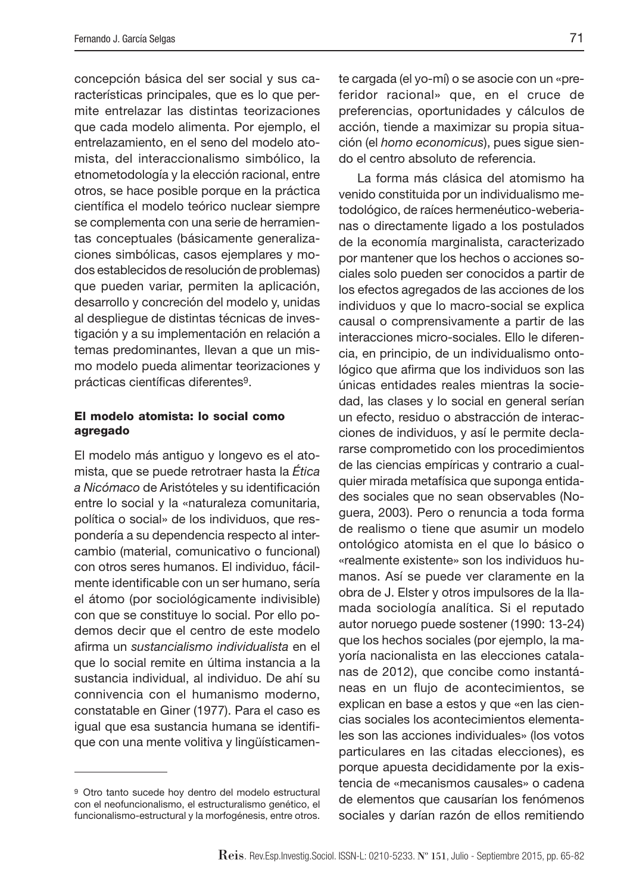concepción básica del ser social y sus características principales, que es lo que permite entrelazar las distintas teorizaciones que cada modelo alimenta. Por ejemplo, el entrelazamiento, en el seno del modelo atomista, del interaccionalismo simbólico, la etnometodología y la elección racional, entre otros, se hace posible porque en la práctica científica el modelo teórico nuclear siempre se complementa con una serie de herramientas conceptuales (básicamente generalizaciones simbólicas, casos ejemplares y modos establecidos de resolución de problemas) que pueden variar, permiten la aplicación, desarrollo y concreción del modelo y, unidas al despliegue de distintas técnicas de investigación y a su implementación en relación a temas predominantes, llevan a que un mismo modelo pueda alimentar teorizaciones y prácticas científicas diferentes[9].

### El modelo atomista: lo social como agregado

El modelo más antiguo y longevo es el atomista, que se puede retrotraer hasta la *Ética a Nicómaco* de Aristóteles y su identificación entre lo social y la «naturaleza comunitaria, política o social» de los individuos, que respondería a su dependencia respecto al intercambio (material, comunicativo o funcional) con otros seres humanos. El individuo, fácilmente identificable con un ser humano, sería el átomo (por sociológicamente indivisible) con que se constituye lo social. Por ello podemos decir que el centro de este modelo afirma un *sustancialismo individualista* en el que lo social remite en última instancia a la sustancia individual, al individuo. De ahí su connivencia con el humanismo moderno, constatable en Giner (1977). Para el caso es igual que esa sustancia humana se identifique con una mente volitiva y lingüísticamente cargada (el yo-mí) o se asocie con un «preferidor racional» que, en el cruce de preferencias, oportunidades y cálculos de acción, tiende a maximizar su propia situación (el *homo economicus*), pues sigue siendo el centro absoluto de referencia.

La forma más clásica del atomismo ha venido constituida por un individualismo metodológico, de raíces hermenéutico-weberianas o directamente ligado a los postulados de la economía marginalista, caracterizado por mantener que los hechos o acciones sociales solo pueden ser conocidos a partir de los efectos agregados de las acciones de los individuos y que lo macro-social se explica causal o comprensivamente a partir de las interacciones micro-sociales. Ello le diferencia, en principio, de un individualismo ontológico que afirma que los individuos son las únicas entidades reales mientras la sociedad, las clases y lo social en general serían un efecto, residuo o abstracción de interacciones de individuos, y así le permite declararse comprometido con los procedimientos de las ciencias empíricas y contrario a cualquier mirada metafísica que suponga entidades sociales que no sean observables (Noguera, 2003). Pero o renuncia a toda forma de realismo o tiene que asumir un modelo ontológico atomista en el que lo básico o «realmente existente» son los individuos humanos. Así se puede ver claramente en la obra de J. Elster y otros impulsores de la llamada sociología analítica. Si el reputado autor noruego puede sostener (1990: 13-24) que los hechos sociales (por ejemplo, la mayoría nacionalista en las elecciones catalanas de 2012), que concibe como instantáneas en un flujo de acontecimientos, se explican en base a estos y que «en las ciencias sociales los acontecimientos elementales son las acciones individuales» (los votos particulares en las citadas elecciones), es porque apuesta decididamente por la existencia de «mecanismos causales» o cadena de elementos que causarían los fenómenos sociales y darían razón de ellos remitiendo

---

[9] Otro tanto sucede hoy dentro del modelo estructural con el neofuncionalismo, el estructuralismo genético, el funcionalismo-estructural y la morfogénesis, entre otros.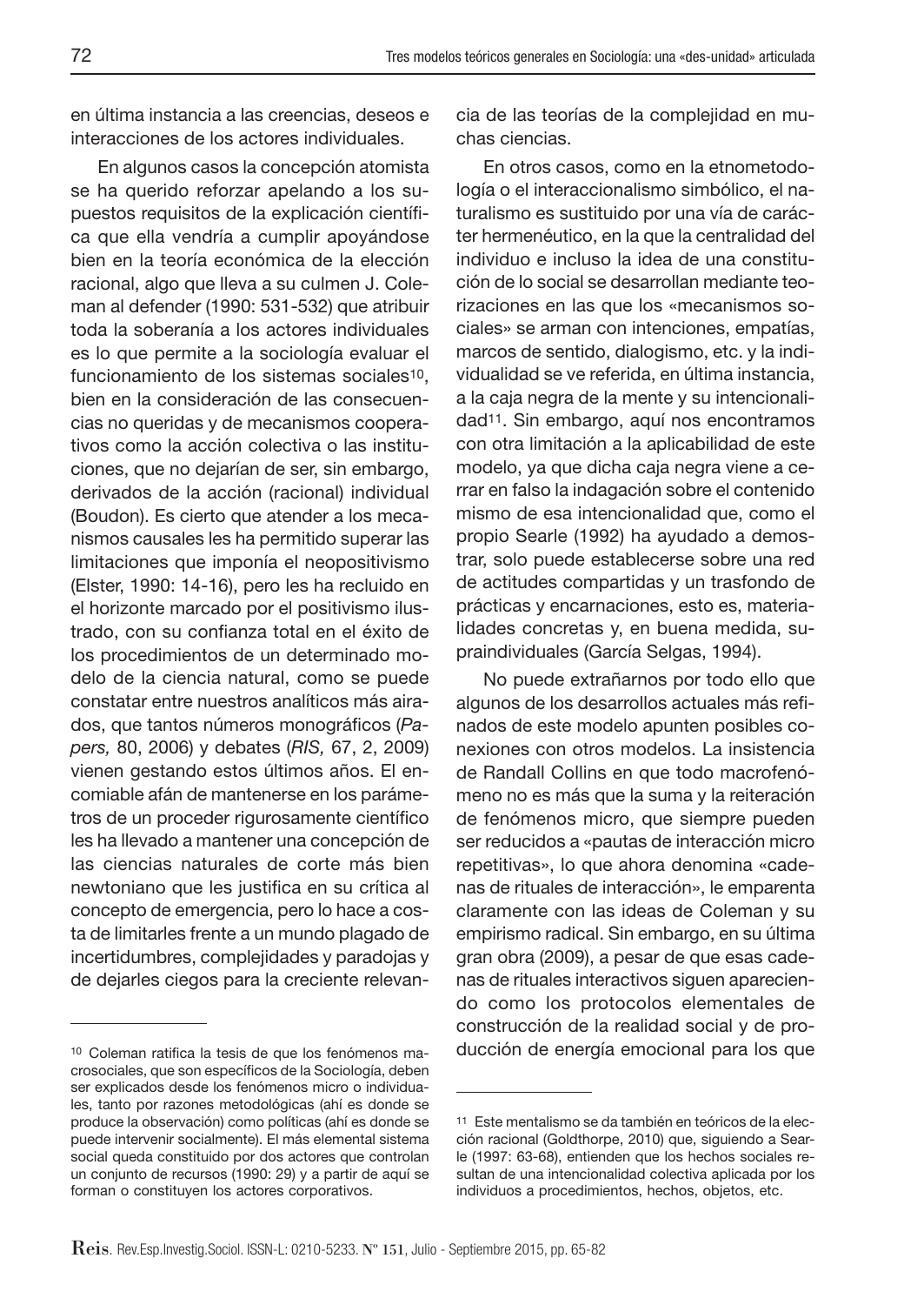en última instancia a las creencias, deseos e interacciones de los actores individuales.

En algunos casos la concepción atomista se ha querido reforzar apelando a los supuestos requisitos de la explicación científica que ella vendría a cumplir apoyándose bien en la teoría económica de la elección racional, algo que lleva a su culmen J. Coleman al defender (1990: 531-532) que atribuir toda la soberanía a los actores individuales es lo que permite a la sociología evaluar el funcionamiento de los sistemas sociales[10], bien en la consideración de las consecuencias no queridas y de mecanismos cooperativos como la acción colectiva o las instituciones, que no dejarían de ser, sin embargo, derivados de la acción (racional) individual (Boudon). Es cierto que atender a los mecanismos causales les ha permitido superar las limitaciones que imponía el neopositivismo (Elster, 1990: 14-16), pero les ha recluido en el horizonte marcado por el positivismo ilustrado, con su confianza total en el éxito de los procedimientos de un determinado modelo de la ciencia natural, como se puede constatar entre nuestros analíticos más airados, que tantos números monográficos (*Papers,* 80, 2006) y debates (*RIS,* 67, 2, 2009) vienen gestando estos últimos años. El encomiable afán de mantenerse en los parámetros de un proceder rigurosamente científico les ha llevado a mantener una concepción de las ciencias naturales de corte más bien newtoniano que les justifica en su crítica al concepto de emergencia, pero lo hace a costa de limitarles frente a un mundo plagado de incertidumbres, complejidades y paradojas y de dejarles ciegos para la creciente relevancia de las teorías de la complejidad en muchas ciencias.

En otros casos, como en la etnometodología o el interaccionalismo simbólico, el naturalismo es sustituido por una vía de carácter hermenéutico, en la que la centralidad del individuo e incluso la idea de una constitución de lo social se desarrollan mediante teorizaciones en las que los «mecanismos sociales» se arman con intenciones, empatías, marcos de sentido, dialogismo, etc. y la individualidad se ve referida, en última instancia, a la caja negra de la mente y su intencionalidad[11]. Sin embargo, aquí nos encontramos con otra limitación a la aplicabilidad de este modelo, ya que dicha caja negra viene a cerrar en falso la indagación sobre el contenido mismo de esa intencionalidad que, como el propio Searle (1992) ha ayudado a demostrar, solo puede establecerse sobre una red de actitudes compartidas y un trasfondo de prácticas y encarnaciones, esto es, materialidades concretas y, en buena medida, supraindividuales (García Selgas, 1994).

No puede extrañarnos por todo ello que algunos de los desarrollos actuales más refinados de este modelo apunten posibles conexiones con otros modelos. La insistencia de Randall Collins en que todo macrofenómeno no es más que la suma y la reiteración de fenómenos micro, que siempre pueden ser reducidos a «pautas de interacción micro repetitivas», lo que ahora denomina «cadenas de rituales de interacción», le emparenta claramente con las ideas de Coleman y su empirismo radical. Sin embargo, en su última gran obra (2009), a pesar de que esas cadenas de rituales interactivos siguen apareciendo como los protocolos elementales de construcción de la realidad social y de producción de energía emocional para los que

---

[10] Coleman ratifica la tesis de que los fenómenos macrosociales, que son específicos de la Sociología, deben ser explicados desde los fenómenos micro o individuales, tanto por razones metodológicas (ahí es donde se produce la observación) como políticas (ahí es donde se puede intervenir socialmente). El más elemental sistema social queda constituido por dos actores que controlan un conjunto de recursos (1990: 29) y a partir de aquí se forman o constituyen los actores corporativos.

[11] Este mentalismo se da también en teóricos de la elección racional (Goldthorpe, 2010) que, siguiendo a Searle (1997: 63-68), entienden que los hechos sociales resultan de una intencionalidad colectiva aplicada por los individuos a procedimientos, hechos, objetos, etc.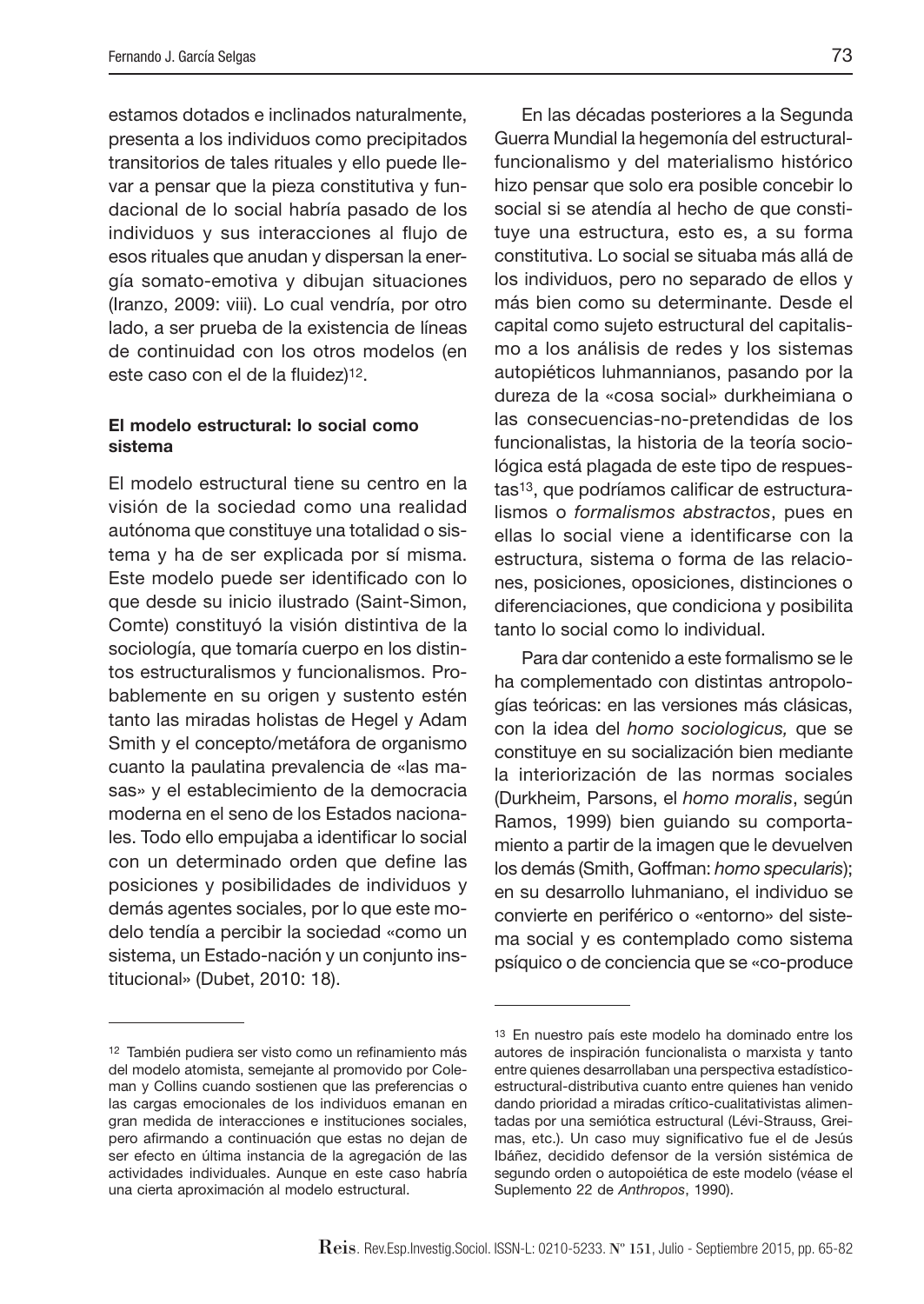estamos dotados e inclinados naturalmente, presenta a los individuos como precipitados transitorios de tales rituales y ello puede llevar a pensar que la pieza constitutiva y fundacional de lo social habría pasado de los individuos y sus interacciones al flujo de esos rituales que anudan y dispersan la energía somato-emotiva y dibujan situaciones (Iranzo, 2009: viii). Lo cual vendría, por otro lado, a ser prueba de la existencia de líneas de continuidad con los otros modelos (en este caso con el de la fluidez)[12].

### El modelo estructural: lo social como sistema

El modelo estructural tiene su centro en la visión de la sociedad como una realidad autónoma que constituye una totalidad o sistema y ha de ser explicada por sí misma. Este modelo puede ser identificado con lo que desde su inicio ilustrado (Saint-Simon, Comte) constituyó la visión distintiva de la sociología, que tomaría cuerpo en los distintos estructuralismos y funcionalismos. Probablemente en su origen y sustento estén tanto las miradas holistas de Hegel y Adam Smith y el concepto/metáfora de organismo cuanto la paulatina prevalencia de «las masas» y el establecimiento de la democracia moderna en el seno de los Estados nacionales. Todo ello empujaba a identificar lo social con un determinado orden que define las posiciones y posibilidades de individuos y demás agentes sociales, por lo que este modelo tendía a percibir la sociedad «como un sistema, un Estado-nación y un conjunto institucional» (Dubet, 2010: 18).

En las décadas posteriores a la Segunda Guerra Mundial la hegemonía del estructural-funcionalismo y del materialismo histórico hizo pensar que solo era posible concebir lo social si se atendía al hecho de que constituye una estructura, esto es, a su forma constitutiva. Lo social se situaba más allá de los individuos, pero no separado de ellos y más bien como su determinante. Desde el capital como sujeto estructural del capitalismo a los análisis de redes y los sistemas autopiéticos luhmannianos, pasando por la dureza de la «cosa social» durkheimiana o las consecuencias-no-pretendidas de los funcionalistas, la historia de la teoría sociológica está plagada de este tipo de respuestas[13], que podríamos calificar de estructuralismos o *formalismos abstractos*, pues en ellas lo social viene a identificarse con la estructura, sistema o forma de las relaciones, posiciones, oposiciones, distinciones o diferenciaciones, que condiciona y posibilita tanto lo social como lo individual.

Para dar contenido a este formalismo se le ha complementado con distintas antropologías teóricas: en las versiones más clásicas, con la idea del *homo sociologicus,* que se constituye en su socialización bien mediante la interiorización de las normas sociales (Durkheim, Parsons, el *homo moralis*, según Ramos, 1999) bien guiando su comportamiento a partir de la imagen que le devuelven los demás (Smith, Goffman: *homo specularis*); en su desarrollo luhmaniano, el individuo se convierte en periférico o «entorno» del sistema social y es contemplado como sistema psíquico o de conciencia que se «co-produce

---

[12] También pudiera ser visto como un refinamiento más del modelo atomista, semejante al promovido por Coleman y Collins cuando sostienen que las preferencias o las cargas emocionales de los individuos emanan en gran medida de interacciones e instituciones sociales, pero afirmando a continuación que estas no dejan de ser efecto en última instancia de la agregación de las actividades individuales. Aunque en este caso habría una cierta aproximación al modelo estructural.

[13] En nuestro país este modelo ha dominado entre los autores de inspiración funcionalista o marxista y tanto entre quienes desarrollaban una perspectiva estadístico-estructural-distributiva cuanto entre quienes han venido dando prioridad a miradas crítico-cualitativistas alimentadas por una semiótica estructural (Lévi-Strauss, Greimas, etc.). Un caso muy significativo fue el de Jesús Ibáñez, decidido defensor de la versión sistémica de segundo orden o autopoiética de este modelo (véase el Suplemento 22 de *Anthropos*, 1990).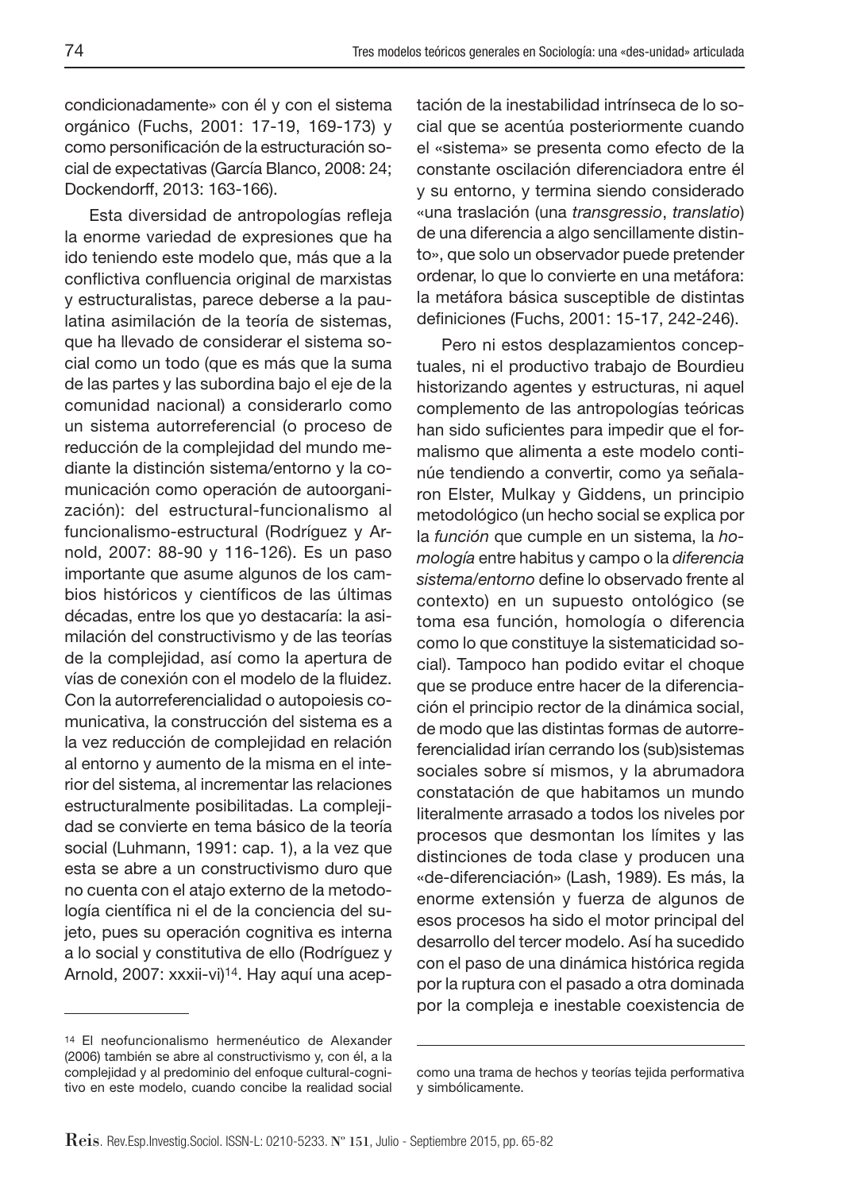condicionadamente» con él y con el sistema orgánico (Fuchs, 2001: 17-19, 169-173) y como personificación de la estructuración social de expectativas (García Blanco, 2008: 24; Dockendorff, 2013: 163-166).

Esta diversidad de antropologías refleja la enorme variedad de expresiones que ha ido teniendo este modelo que, más que a la conflictiva confluencia original de marxistas y estructuralistas, parece deberse a la paulatina asimilación de la teoría de sistemas, que ha llevado de considerar el sistema social como un todo (que es más que la suma de las partes y las subordina bajo el eje de la comunidad nacional) a considerarlo como un sistema autorreferencial (o proceso de reducción de la complejidad del mundo mediante la distinción sistema/entorno y la comunicación como operación de autoorganización): del estructural-funcionalismo al funcionalismo-estructural (Rodríguez y Arnold, 2007: 88-90 y 116-126). Es un paso importante que asume algunos de los cambios históricos y científicos de las últimas décadas, entre los que yo destacaría: la asimilación del constructivismo y de las teorías de la complejidad, así como la apertura de vías de conexión con el modelo de la fluidez. Con la autorreferencialidad o autopoiesis comunicativa, la construcción del sistema es a la vez reducción de complejidad en relación al entorno y aumento de la misma en el interior del sistema, al incrementar las relaciones estructuralmente posibilitadas. La complejidad se convierte en tema básico de la teoría social (Luhmann, 1991: cap. 1), a la vez que esta se abre a un constructivismo duro que no cuenta con el atajo externo de la metodología científica ni el de la conciencia del sujeto, pues su operación cognitiva es interna a lo social y constitutiva de ello (Rodríguez y Arnold, 2007: xxxii-vi)[14]. Hay aquí una aceptación de la inestabilidad intrínseca de lo social que se acentúa posteriormente cuando el «sistema» se presenta como efecto de la constante oscilación diferenciadora entre él y su entorno, y termina siendo considerado «una traslación (una *transgressio*, *translatio*) de una diferencia a algo sencillamente distinto», que solo un observador puede pretender ordenar, lo que lo convierte en una metáfora: la metáfora básica susceptible de distintas definiciones (Fuchs, 2001: 15-17, 242-246).

Pero ni estos desplazamientos conceptuales, ni el productivo trabajo de Bourdieu historizando agentes y estructuras, ni aquel complemento de las antropologías teóricas han sido suficientes para impedir que el formalismo que alimenta a este modelo continúe tendiendo a convertir, como ya señalaron Elster, Mulkay y Giddens, un principio metodológico (un hecho social se explica por la *función* que cumple en un sistema, la *homología* entre habitus y campo o la *diferencia sistema/entorno* define lo observado frente al contexto) en un supuesto ontológico (se toma esa función, homología o diferencia como lo que constituye la sistematicidad social). Tampoco han podido evitar el choque que se produce entre hacer de la diferenciación el principio rector de la dinámica social, de modo que las distintas formas de autorreferencialidad irían cerrando los (sub)sistemas sociales sobre sí mismos, y la abrumadora constatación de que habitamos un mundo literalmente arrasado a todos los niveles por procesos que desmontan los límites y las distinciones de toda clase y producen una «de-diferenciación» (Lash, 1989). Es más, la enorme extensión y fuerza de algunos de esos procesos ha sido el motor principal del desarrollo del tercer modelo. Así ha sucedido con el paso de una dinámica histórica regida por la ruptura con el pasado a otra dominada por la compleja e inestable coexistencia de

[14] El neofuncionalismo hermenéutico de Alexander (2006) también se abre al constructivismo y, con él, a la complejidad y al predominio del enfoque cultural-cognitivo en este modelo, cuando concibe la realidad social como una trama de hechos y teorías tejida performativa y simbólicamente.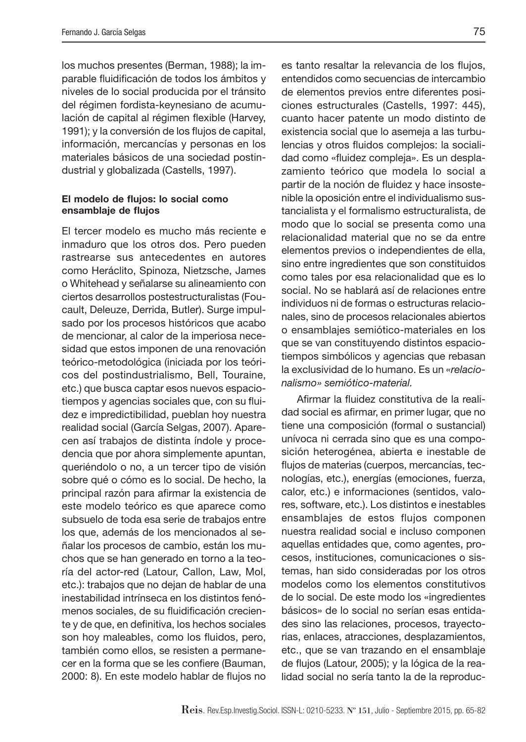los muchos presentes (Berman, 1988); la imparable fluidificación de todos los ámbitos y niveles de lo social producida por el tránsito del régimen fordista-keynesiano de acumulación de capital al régimen flexible (Harvey, 1991); y la conversión de los flujos de capital, información, mercancías y personas en los materiales básicos de una sociedad postindustrial y globalizada (Castells, 1997).

**El modelo de flujos: lo social como ensamblaje de flujos**

El tercer modelo es mucho más reciente e inmaduro que los otros dos. Pero pueden rastrearse sus antecedentes en autores como Heráclito, Spinoza, Nietzsche, James o Whitehead y señalarse su alineamiento con ciertos desarrollos postestructuralistas (Foucault, Deleuze, Derrida, Butler). Surge impulsado por los procesos históricos que acabo de mencionar, al calor de la imperiosa necesidad que estos imponen de una renovación teórico-metodológica (iniciada por los teóricos del postindustrialismo, Bell, Touraine, etc.) que busca captar esos nuevos espaciotiempos y agencias sociales que, con su fluidez e impredictibilidad, pueblan hoy nuestra realidad social (García Selgas, 2007). Aparecen así trabajos de distinta índole y procedencia que por ahora simplemente apuntan, queriéndolo o no, a un tercer tipo de visión sobre qué o cómo es lo social. De hecho, la principal razón para afirmar la existencia de este modelo teórico es que aparece como subsuelo de toda esa serie de trabajos entre los que, además de los mencionados al señalar los procesos de cambio, están los muchos que se han generado en torno a la teoría del actor-red (Latour, Callon, Law, Mol, etc.): trabajos que no dejan de hablar de una inestabilidad intrínseca en los distintos fenómenos sociales, de su fluidificación creciente y de que, en definitiva, los hechos sociales son hoy maleables, como los fluidos, pero, también como ellos, se resisten a permanecer en la forma que se les confiere (Bauman, 2000: 8). En este modelo hablar de flujos no es tanto resaltar la relevancia de los flujos, entendidos como secuencias de intercambio de elementos previos entre diferentes posiciones estructurales (Castells, 1997: 445), cuanto hacer patente un modo distinto de existencia social que lo asemeja a las turbulencias y otros fluidos complejos: la socialidad como «fluidez compleja». Es un desplazamiento teórico que modela lo social a partir de la noción de fluidez y hace insostenible la oposición entre el individualismo sustancialista y el formalismo estructuralista, de modo que lo social se presenta como una relacionalidad material que no se da entre elementos previos o independientes de ella, sino entre ingredientes que son constituidos como tales por esa relacionalidad que es lo social. No se hablará así de relaciones entre individuos ni de formas o estructuras relacionales, sino de procesos relacionales abiertos o ensamblajes semiótico-materiales en los que se van constituyendo distintos espaciotiempos simbólicos y agencias que rebasan la exclusividad de lo humano. Es un *«relacionalismo» semiótico-material.*

Afirmar la fluidez constitutiva de la realidad social es afirmar, en primer lugar, que no tiene una composición (formal o sustancial) unívoca ni cerrada sino que es una composición heterogénea, abierta e inestable de flujos de materias (cuerpos, mercancías, tecnologías, etc.), energías (emociones, fuerza, calor, etc.) e informaciones (sentidos, valores, software, etc.). Los distintos e inestables ensamblajes de estos flujos componen nuestra realidad social e incluso componen aquellas entidades que, como agentes, procesos, instituciones, comunicaciones o sistemas, han sido consideradas por los otros modelos como los elementos constitutivos de lo social. De este modo los «ingredientes básicos» de lo social no serían esas entidades sino las relaciones, procesos, trayectorias, enlaces, atracciones, desplazamientos, etc., que se van trazando en el ensamblaje de flujos (Latour, 2005); y la lógica de la realidad social no sería tanto la de la reproduc-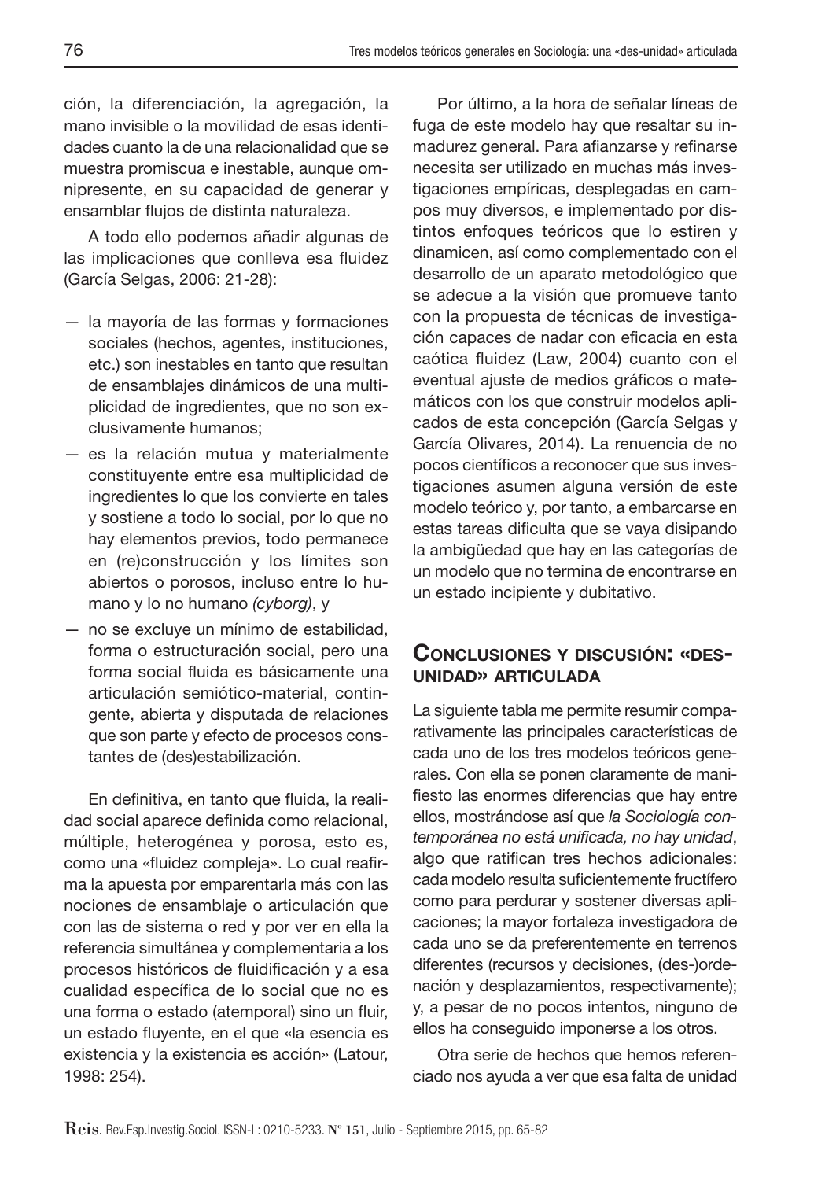ción, la diferenciación, la agregación, la mano invisible o la movilidad de esas identidades cuanto la de una relacionalidad que se muestra promiscua e inestable, aunque omnipresente, en su capacidad de generar y ensamblar flujos de distinta naturaleza.

A todo ello podemos añadir algunas de las implicaciones que conlleva esa fluidez (García Selgas, 2006: 21-28):

- la mayoría de las formas y formaciones sociales (hechos, agentes, instituciones, etc.) son inestables en tanto que resultan de ensamblajes dinámicos de una multiplicidad de ingredientes, que no son exclusivamente humanos;
- es la relación mutua y materialmente constituyente entre esa multiplicidad de ingredientes lo que los convierte en tales y sostiene a todo lo social, por lo que no hay elementos previos, todo permanece en (re)construcción y los límites son abiertos o porosos, incluso entre lo humano y lo no humano *(cyborg)*, y
- no se excluye un mínimo de estabilidad, forma o estructuración social, pero una forma social fluida es básicamente una articulación semiótico-material, contingente, abierta y disputada de relaciones que son parte y efecto de procesos constantes de (des)estabilización.

En definitiva, en tanto que fluida, la realidad social aparece definida como relacional, múltiple, heterogénea y porosa, esto es, como una «fluidez compleja». Lo cual reafirma la apuesta por emparentarla más con las nociones de ensamblaje o articulación que con las de sistema o red y por ver en ella la referencia simultánea y complementaria a los procesos históricos de fluidificación y a esa cualidad específica de lo social que no es una forma o estado (atemporal) sino un fluir, un estado fluyente, en el que «la esencia es existencia y la existencia es acción» (Latour, 1998: 254).

Por último, a la hora de señalar líneas de fuga de este modelo hay que resaltar su inmadurez general. Para afianzarse y refinarse necesita ser utilizado en muchas más investigaciones empíricas, desplegadas en campos muy diversos, e implementado por distintos enfoques teóricos que lo estiren y dinamicen, así como complementado con el desarrollo de un aparato metodológico que se adecue a la visión que promueve tanto con la propuesta de técnicas de investigación capaces de nadar con eficacia en esta caótica fluidez (Law, 2004) cuanto con el eventual ajuste de medios gráficos o matemáticos con los que construir modelos aplicados de esta concepción (García Selgas y García Olivares, 2014). La renuencia de no pocos científicos a reconocer que sus investigaciones asumen alguna versión de este modelo teórico y, por tanto, a embarcarse en estas tareas dificulta que se vaya disipando la ambigüedad que hay en las categorías de un modelo que no termina de encontrarse en un estado incipiente y dubitativo.

## Conclusiones y discusión: «des-unidad» articulada

La siguiente tabla me permite resumir comparativamente las principales características de cada uno de los tres modelos teóricos generales. Con ella se ponen claramente de manifiesto las enormes diferencias que hay entre ellos, mostrándose así que *la Sociología contemporánea no está unificada, no hay unidad*, algo que ratifican tres hechos adicionales: cada modelo resulta suficientemente fructífero como para perdurar y sostener diversas aplicaciones; la mayor fortaleza investigadora de cada uno se da preferentemente en terrenos diferentes (recursos y decisiones, (des-)ordenación y desplazamientos, respectivamente); y, a pesar de no pocos intentos, ninguno de ellos ha conseguido imponerse a los otros.

Otra serie de hechos que hemos referenciado nos ayuda a ver que esa falta de unidad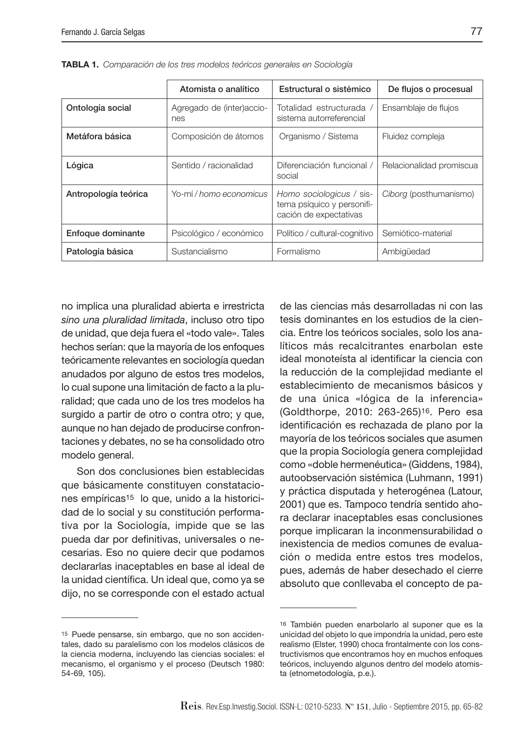**TABLA 1.** *Comparación de los tres modelos teóricos generales en Sociología*

| | Atomista o analítico | Estructural o sistémico | De flujos o procesual |
|---|---|---|---|
| **Ontología social** | Agregado de (inter)acciones | Totalidad estructurada / sistema autorreferencial | Ensamblaje de flujos |
| **Metáfora básica** | Composición de átomos | Organismo / Sistema | Fluidez compleja |
| **Lógica** | Sentido / racionalidad | Diferenciación funcional / social | Relacionalidad promiscua |
| **Antropología teórica** | Yo-mí / *homo economicus* | *Homo sociologicus* / sistema psíquico y personificación de expectativas | *Ciborg* (posthumanismo) |
| **Enfoque dominante** | Psicológico / económico | Político / cultural-cognitivo | Semiótico-material |
| **Patología básica** | Sustancialismo | Formalismo | Ambigüedad |

no implica una pluralidad abierta e irrestricta *sino una pluralidad limitada*, incluso otro tipo de unidad, que deja fuera el «todo vale». Tales hechos serían: que la mayoría de los enfoques teóricamente relevantes en sociología quedan anudados por alguno de estos tres modelos, lo cual supone una limitación de facto a la pluralidad; que cada uno de los tres modelos ha surgido a partir de otro o contra otro; y que, aunque no han dejado de producirse confrontaciones y debates, no se ha consolidado otro modelo general.

Son dos conclusiones bien establecidas que básicamente constituyen constataciones empíricas[15] lo que, unido a la historicidad de lo social y su constitución performativa por la Sociología, impide que se las pueda dar por definitivas, universales o necesarias. Eso no quiere decir que podamos declararlas inaceptables en base al ideal de la unidad científica. Un ideal que, como ya se dijo, no se corresponde con el estado actual de las ciencias más desarrolladas ni con las tesis dominantes en los estudios de la ciencia. Entre los teóricos sociales, solo los analíticos más recalcitrantes enarbolan este ideal monoteísta al identificar la ciencia con la reducción de la complejidad mediante el establecimiento de mecanismos básicos y de una única «lógica de la inferencia» (Goldthorpe, 2010: 263-265)[16]. Pero esa identificación es rechazada de plano por la mayoría de los teóricos sociales que asumen que la propia Sociología genera complejidad como «doble hermenéutica» (Giddens, 1984), autoobservación sistémica (Luhmann, 1991) y práctica disputada y heterogénea (Latour, 2001) que es. Tampoco tendría sentido ahora declarar inaceptables esas conclusiones porque implicaran la inconmensurabilidad o inexistencia de medios comunes de evaluación o medida entre estos tres modelos, pues, además de haber desechado el cierre absoluto que conllevaba el concepto de pa-

---

[15] Puede pensarse, sin embargo, que no son accidentales, dado su paralelismo con los modelos clásicos de la ciencia moderna, incluyendo las ciencias sociales: el mecanismo, el organismo y el proceso (Deutsch 1980: 54-69, 105).

[16] También pueden enarbolarlo al suponer que es la unicidad del objeto lo que impondría la unidad, pero este realismo (Elster, 1990) choca frontalmente con los constructivismos que encontramos hoy en muchos enfoques teóricos, incluyendo algunos dentro del modelo atomista (etnometodología, p.e.).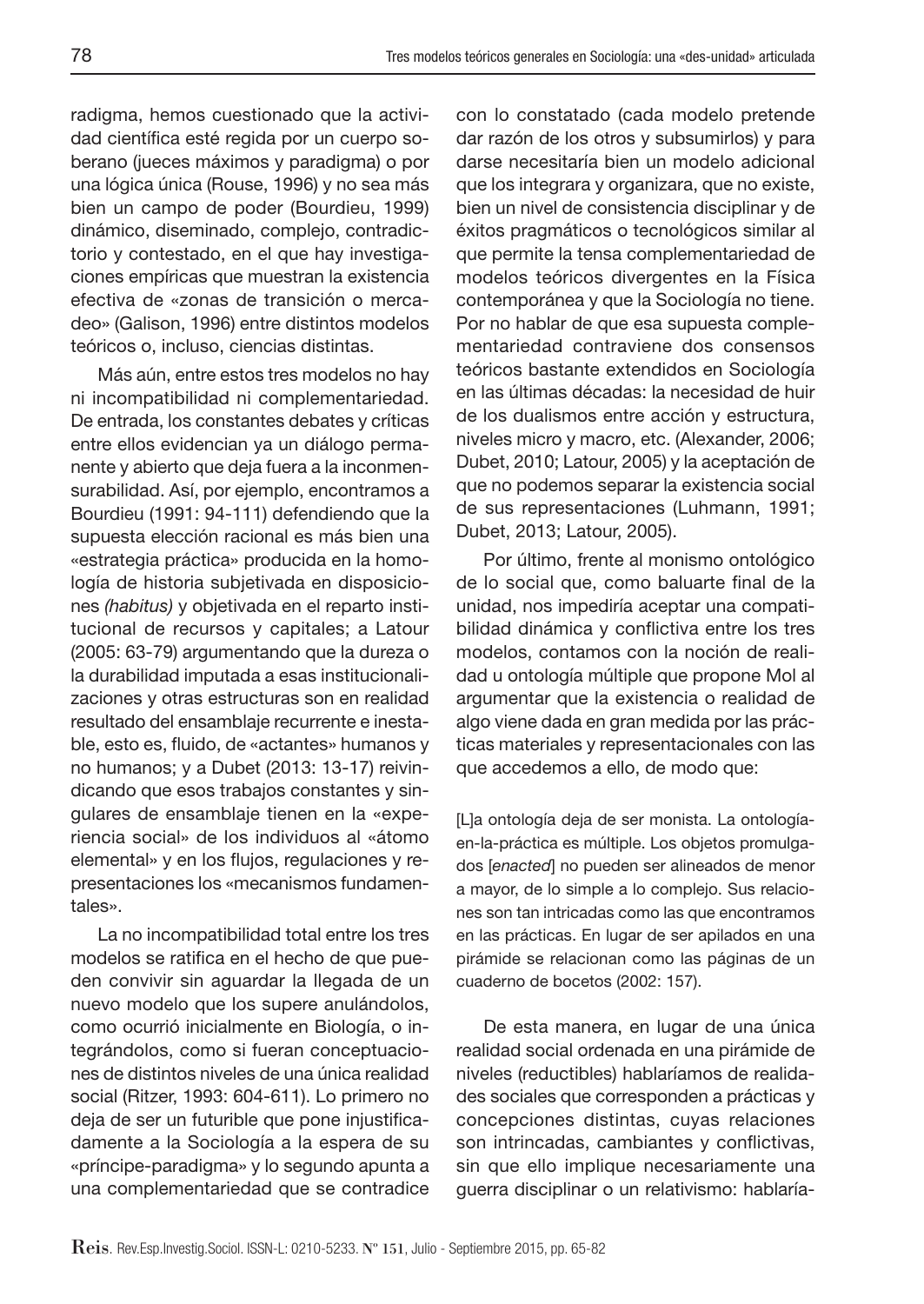radigma, hemos cuestionado que la actividad científica esté regida por un cuerpo soberano (jueces máximos y paradigma) o por una lógica única (Rouse, 1996) y no sea más bien un campo de poder (Bourdieu, 1999) dinámico, diseminado, complejo, contradictorio y contestado, en el que hay investigaciones empíricas que muestran la existencia efectiva de «zonas de transición o mercadeo» (Galison, 1996) entre distintos modelos teóricos o, incluso, ciencias distintas.

Más aún, entre estos tres modelos no hay ni incompatibilidad ni complementariedad. De entrada, los constantes debates y críticas entre ellos evidencian ya un diálogo permanente y abierto que deja fuera a la inconmensurabilidad. Así, por ejemplo, encontramos a Bourdieu (1991: 94-111) defendiendo que la supuesta elección racional es más bien una «estrategia práctica» producida en la homología de historia subjetivada en disposiciones *(habitus)* y objetivada en el reparto institucional de recursos y capitales; a Latour (2005: 63-79) argumentando que la dureza o la durabilidad imputada a esas institucionalizaciones y otras estructuras son en realidad resultado del ensamblaje recurrente e inestable, esto es, fluido, de «actantes» humanos y no humanos; y a Dubet (2013: 13-17) reivindicando que esos trabajos constantes y singulares de ensamblaje tienen en la «experiencia social» de los individuos al «átomo elemental» y en los flujos, regulaciones y representaciones los «mecanismos fundamentales».

La no incompatibilidad total entre los tres modelos se ratifica en el hecho de que pueden convivir sin aguardar la llegada de un nuevo modelo que los supere anulándolos, como ocurrió inicialmente en Biología, o integrándolos, como si fueran conceptuaciones de distintos niveles de una única realidad social (Ritzer, 1993: 604-611). Lo primero no deja de ser un futurible que pone injustificadamente a la Sociología a la espera de su «príncipe-paradigma» y lo segundo apunta a una complementariedad que se contradice con lo constatado (cada modelo pretende dar razón de los otros y subsumirlos) y para darse necesitaría bien un modelo adicional que los integrara y organizara, que no existe, bien un nivel de consistencia disciplinar y de éxitos pragmáticos o tecnológicos similar al que permite la tensa complementariedad de modelos teóricos divergentes en la Física contemporánea y que la Sociología no tiene. Por no hablar de que esa supuesta complementariedad contraviene dos consensos teóricos bastante extendidos en Sociología en las últimas décadas: la necesidad de huir de los dualismos entre acción y estructura, niveles micro y macro, etc. (Alexander, 2006; Dubet, 2010; Latour, 2005) y la aceptación de que no podemos separar la existencia social de sus representaciones (Luhmann, 1991; Dubet, 2013; Latour, 2005).

Por último, frente al monismo ontológico de lo social que, como baluarte final de la unidad, nos impediría aceptar una compatibilidad dinámica y conflictiva entre los tres modelos, contamos con la noción de realidad u ontología múltiple que propone Mol al argumentar que la existencia o realidad de algo viene dada en gran medida por las prácticas materiales y representacionales con las que accedemos a ello, de modo que:

> [L]a ontología deja de ser monista. La ontología-en-la-práctica es múltiple. Los objetos promulgados [*enacted*] no pueden ser alineados de menor a mayor, de lo simple a lo complejo. Sus relaciones son tan intricadas como las que encontramos en las prácticas. En lugar de ser apilados en una pirámide se relacionan como las páginas de un cuaderno de bocetos (2002: 157).

De esta manera, en lugar de una única realidad social ordenada en una pirámide de niveles (reductibles) hablaríamos de realidades sociales que corresponden a prácticas y concepciones distintas, cuyas relaciones son intrincadas, cambiantes y conflictivas, sin que ello implique necesariamente una guerra disciplinar o un relativismo: hablaría-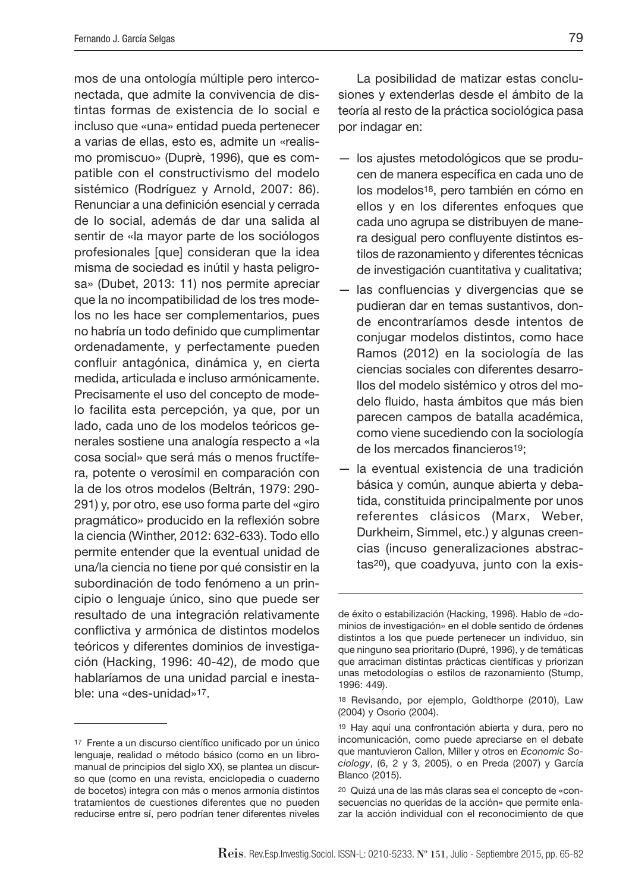mos de una ontología múltiple pero interconectada, que admite la convivencia de distintas formas de existencia de lo social e incluso que «una» entidad pueda pertenecer a varias de ellas, esto es, admite un «realismo promiscuo» (Duprè, 1996), que es compatible con el constructivismo del modelo sistémico (Rodríguez y Arnold, 2007: 86). Renunciar a una definición esencial y cerrada de lo social, además de dar una salida al sentir de «la mayor parte de los sociólogos profesionales [que] consideran que la idea misma de sociedad es inútil y hasta peligrosa» (Dubet, 2013: 11) nos permite apreciar que la no incompatibilidad de los tres modelos no les hace ser complementarios, pues no habría un todo definido que cumplimentar ordenadamente, y perfectamente pueden confluir antagónica, dinámica y, en cierta medida, articulada e incluso armónicamente. Precisamente el uso del concepto de modelo facilita esta percepción, ya que, por un lado, cada uno de los modelos teóricos generales sostiene una analogía respecto a «la cosa social» que será más o menos fructífera, potente o verosímil en comparación con la de los otros modelos (Beltrán, 1979: 290-291) y, por otro, ese uso forma parte del «giro pragmático» producido en la reflexión sobre la ciencia (Winther, 2012: 632-633). Todo ello permite entender que la eventual unidad de una/la ciencia no tiene por qué consistir en la subordinación de todo fenómeno a un principio o lenguaje único, sino que puede ser resultado de una integración relativamente conflictiva y armónica de distintos modelos teóricos y diferentes dominios de investigación (Hacking, 1996: 40-42), de modo que hablaríamos de una unidad parcial e inestable: una «des-unidad»[17].

La posibilidad de matizar estas conclusiones y extenderlas desde el ámbito de la teoría al resto de la práctica sociológica pasa por indagar en:

- los ajustes metodológicos que se producen de manera específica en cada uno de los modelos[18], pero también en cómo en ellos y en los diferentes enfoques que cada uno agrupa se distribuyen de manera desigual pero confluyente distintos estilos de razonamiento y diferentes técnicas de investigación cuantitativa y cualitativa;
- las confluencias y divergencias que se pudieran dar en temas sustantivos, donde encontraríamos desde intentos de conjugar modelos distintos, como hace Ramos (2012) en la sociología de las ciencias sociales con diferentes desarrollos del modelo sistémico y otros del modelo fluido, hasta ámbitos que más bien parecen campos de batalla académica, como viene sucediendo con la sociología de los mercados financieros[19];
- la eventual existencia de una tradición básica y común, aunque abierta y debatida, constituida principalmente por unos referentes clásicos (Marx, Weber, Durkheim, Simmel, etc.) y algunas creencias (incuso generalizaciones abstractas[20]), que coadyuva, junto con la exis-

---

[17] Frente a un discurso científico unificado por un único lenguaje, realidad o método básico (como en un libro-manual de principios del siglo XX), se plantea un discurso que (como en una revista, enciclopedia o cuaderno de bocetos) integra con más o menos armonía distintos tratamientos de cuestiones diferentes que no pueden reducirse entre sí, pero podrían tener diferentes niveles de éxito o estabilización (Hacking, 1996). Hablo de «dominios de investigación» en el doble sentido de órdenes distintos a los que puede pertenecer un individuo, sin que ninguno sea prioritario (Dupré, 1996), y de temáticas que arraciman distintas prácticas científicas y priorizan unas metodologías o estilos de razonamiento (Stump, 1996: 449).

[18] Revisando, por ejemplo, Goldthorpe (2010), Law (2004) y Osorio (2004).

[19] Hay aquí una confrontación abierta y dura, pero no incomunicación, como puede apreciarse en el debate que mantuvieron Callon, Miller y otros en *Economic Sociology*, (6, 2 y 3, 2005), o en Preda (2007) y García Blanco (2015).

[20] Quizá una de las más claras sea el concepto de «consecuencias no queridas de la acción» que permite enlazar la acción individual con el reconocimiento de que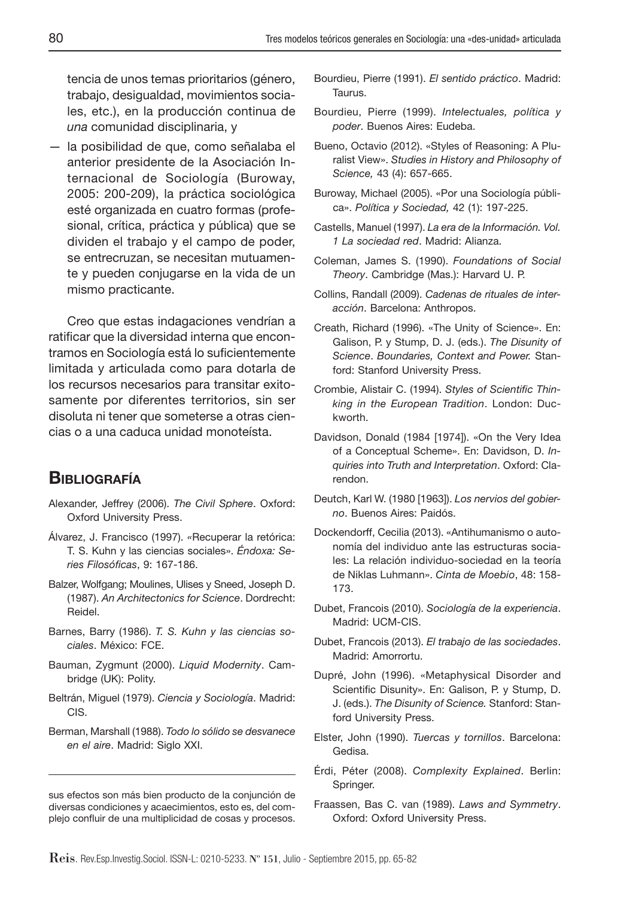tencia de unos temas prioritarios (género, trabajo, desigualdad, movimientos sociales, etc.), en la producción continua de *una* comunidad disciplinaria, y

— la posibilidad de que, como señalaba el anterior presidente de la Asociación Internacional de Sociología (Buroway, 2005: 200-209), la práctica sociológica esté organizada en cuatro formas (profesional, crítica, práctica y pública) que se dividen el trabajo y el campo de poder, se entrecruzan, se necesitan mutuamente y pueden conjugarse en la vida de un mismo practicante.

Creo que estas indagaciones vendrían a ratificar que la diversidad interna que encontramos en Sociología está lo suficientemente limitada y articulada como para dotarla de los recursos necesarios para transitar exitosamente por diferentes territorios, sin ser disoluta ni tener que someterse a otras ciencias o a una caduca unidad monoteísta.

sus efectos son más bien producto de la conjunción de diversas condiciones y acaecimientos, esto es, del complejo confluir de una multiplicidad de cosas y procesos.

## Bibliografía

Alexander, Jeffrey (2006). *The Civil Sphere*. Oxford: Oxford University Press.

Álvarez, J. Francisco (1997). «Recuperar la retórica: T. S. Kuhn y las ciencias sociales». *Éndoxa: Series Filosóficas*, 9: 167-186.

Balzer, Wolfgang; Moulines, Ulises y Sneed, Joseph D. (1987). *An Architectonics for Science*. Dordrecht: Reidel.

Barnes, Barry (1986). *T. S. Kuhn y las ciencias sociales*. México: FCE.

Bauman, Zygmunt (2000). *Liquid Modernity*. Cambridge (UK): Polity.

Beltrán, Miguel (1979). *Ciencia y Sociología*. Madrid: CIS.

Berman, Marshall (1988). *Todo lo sólido se desvanece en el aire*. Madrid: Siglo XXI.

Bourdieu, Pierre (1991). *El sentido práctico*. Madrid: Taurus.

Bourdieu, Pierre (1999). *Intelectuales, política y poder*. Buenos Aires: Eudeba.

Bueno, Octavio (2012). «Styles of Reasoning: A Pluralist View». *Studies in History and Philosophy of Science,* 43 (4): 657-665.

Buroway, Michael (2005). «Por una Sociología pública». *Política y Sociedad,* 42 (1): 197-225.

Castells, Manuel (1997). *La era de la Información. Vol. 1 La sociedad red*. Madrid: Alianza.

Coleman, James S. (1990). *Foundations of Social Theory*. Cambridge (Mas.): Harvard U. P.

Collins, Randall (2009). *Cadenas de rituales de interacción*. Barcelona: Anthropos.

Creath, Richard (1996). «The Unity of Science». En: Galison, P. y Stump, D. J. (eds.). *The Disunity of Science*. *Boundaries, Context and Power.* Stanford: Stanford University Press.

Crombie, Alistair C. (1994). *Styles of Scientific Thinking in the European Tradition*. London: Duckworth.

Davidson, Donald (1984 [1974]). «On the Very Idea of a Conceptual Scheme». En: Davidson, D. *Inquiries into Truth and Interpretation*. Oxford: Clarendon.

Deutch, Karl W. (1980 [1963]). *Los nervios del gobierno*. Buenos Aires: Paidós.

Dockendorff, Cecilia (2013). «Antihumanismo o autonomía del individuo ante las estructuras sociales: La relación individuo-sociedad en la teoría de Niklas Luhmann». *Cinta de Moebio*, 48: 158-173.

Dubet, Francois (2010). *Sociología de la experiencia*. Madrid: UCM-CIS.

Dubet, Francois (2013). *El trabajo de las sociedades*. Madrid: Amorrortu.

Dupré, John (1996). «Metaphysical Disorder and Scientific Disunity». En: Galison, P. y Stump, D. J. (eds.). *The Disunity of Science.* Stanford: Stanford University Press.

Elster, John (1990). *Tuercas y tornillos*. Barcelona: Gedisa.

Érdi, Péter (2008). *Complexity Explained*. Berlin: Springer.

Fraassen, Bas C. van (1989). *Laws and Symmetry*. Oxford: Oxford University Press.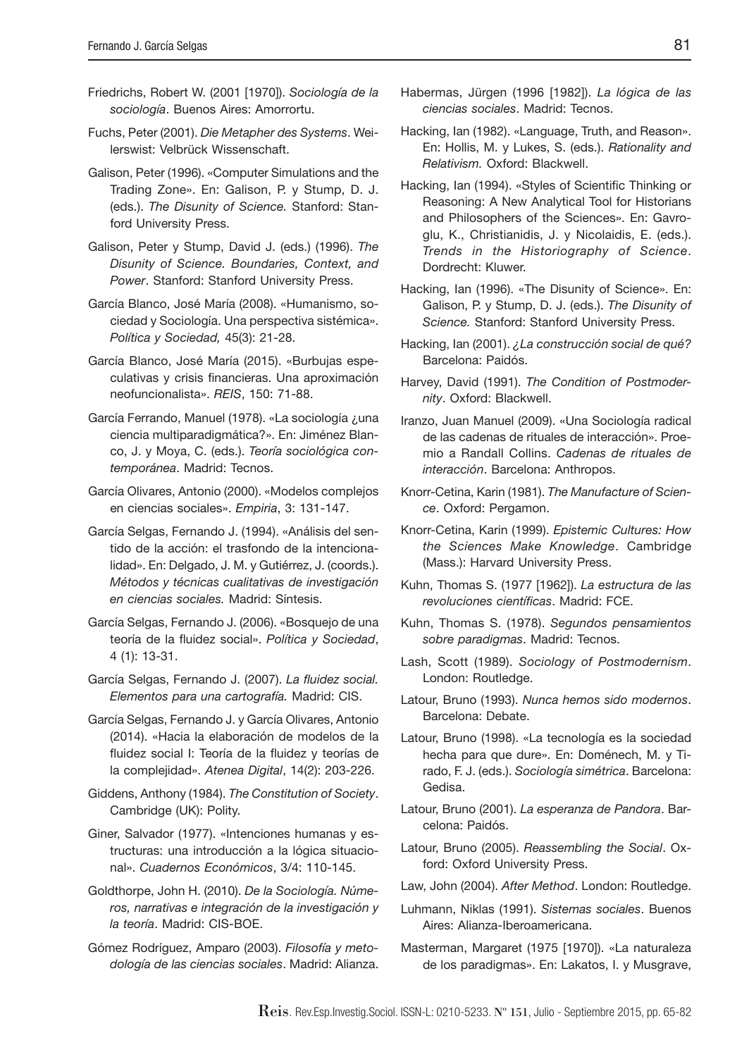Friedrichs, Robert W. (2001 [1970]). *Sociología de la sociología*. Buenos Aires: Amorrortu.

Fuchs, Peter (2001). *Die Metapher des Systems*. Weilerswist: Velbrück Wissenschaft.

Galison, Peter (1996). «Computer Simulations and the Trading Zone». En: Galison, P. y Stump, D. J. (eds.). *The Disunity of Science.* Stanford: Stanford University Press.

Galison, Peter y Stump, David J. (eds.) (1996). *The Disunity of Science. Boundaries, Context, and Power*. Stanford: Stanford University Press.

García Blanco, José María (2008). «Humanismo, sociedad y Sociología. Una perspectiva sistémica». *Política y Sociedad,* 45(3): 21-28.

García Blanco, José María (2015). «Burbujas especulativas y crisis financieras. Una aproximación neofuncionalista». *REIS*, 150: 71-88.

García Ferrando, Manuel (1978). «La sociología ¿una ciencia multiparadigmática?». En: Jiménez Blanco, J. y Moya, C. (eds.). *Teoría sociológica contemporánea*. Madrid: Tecnos.

García Olivares, Antonio (2000). «Modelos complejos en ciencias sociales». *Empiria*, 3: 131-147.

García Selgas, Fernando J. (1994). «Análisis del sentido de la acción: el trasfondo de la intencionalidad». En: Delgado, J. M. y Gutiérrez, J. (coords.). *Métodos y técnicas cualitativas de investigación en ciencias sociales.* Madrid: Síntesis.

García Selgas, Fernando J. (2006). «Bosquejo de una teoría de la fluidez social». *Política y Sociedad*, 4 (1): 13-31.

García Selgas, Fernando J. (2007). *La fluidez social. Elementos para una cartografía.* Madrid: CIS.

García Selgas, Fernando J. y García Olivares, Antonio (2014). «Hacia la elaboración de modelos de la fluidez social I: Teoría de la fluidez y teorías de la complejidad». *Atenea Digital*, 14(2): 203-226.

Giddens, Anthony (1984). *The Constitution of Society*. Cambridge (UK): Polity.

Giner, Salvador (1977). «Intenciones humanas y estructuras: una introducción a la lógica situacional». *Cuadernos Económicos*, 3/4: 110-145.

Goldthorpe, John H. (2010). *De la Sociología. Números, narrativas e integración de la investigación y la teoría*. Madrid: CIS-BOE.

Gómez Rodríguez, Amparo (2003). *Filosofía y metodología de las ciencias sociales*. Madrid: Alianza.

Habermas, Jürgen (1996 [1982]). *La lógica de las ciencias sociales*. Madrid: Tecnos.

Hacking, Ian (1982). «Language, Truth, and Reason». En: Hollis, M. y Lukes, S. (eds.). *Rationality and Relativism.* Oxford: Blackwell.

Hacking, Ian (1994). «Styles of Scientific Thinking or Reasoning: A New Analytical Tool for Historians and Philosophers of the Sciences». En: Gavroglu, K., Christianidis, J. y Nicolaidis, E. (eds.). *Trends in the Historiography of Science*. Dordrecht: Kluwer.

Hacking, Ian (1996). «The Disunity of Science». En: Galison, P. y Stump, D. J. (eds.). *The Disunity of Science.* Stanford: Stanford University Press.

Hacking, Ian (2001). *¿La construcción social de qué?* Barcelona: Paidós.

Harvey, David (1991). *The Condition of Postmodernity*. Oxford: Blackwell.

Iranzo, Juan Manuel (2009). «Una Sociología radical de las cadenas de rituales de interacción». Proemio a Randall Collins. *Cadenas de rituales de interacción*. Barcelona: Anthropos.

Knorr-Cetina, Karin (1981). *The Manufacture of Science*. Oxford: Pergamon.

Knorr-Cetina, Karin (1999). *Epistemic Cultures: How the Sciences Make Knowledge*. Cambridge (Mass.): Harvard University Press.

Kuhn, Thomas S. (1977 [1962]). *La estructura de las revoluciones científicas*. Madrid: FCE.

Kuhn, Thomas S. (1978). *Segundos pensamientos sobre paradigmas*. Madrid: Tecnos.

Lash, Scott (1989). *Sociology of Postmodernism*. London: Routledge.

Latour, Bruno (1993). *Nunca hemos sido modernos*. Barcelona: Debate.

Latour, Bruno (1998). «La tecnología es la sociedad hecha para que dure». En: Doménech, M. y Tirado, F. J. (eds.). *Sociología simétrica*. Barcelona: Gedisa.

Latour, Bruno (2001). *La esperanza de Pandora*. Barcelona: Paidós.

Latour, Bruno (2005). *Reassembling the Social*. Oxford: Oxford University Press.

Law, John (2004). *After Method*. London: Routledge.

Luhmann, Niklas (1991). *Sistemas sociales*. Buenos Aires: Alianza-Iberoamericana.

Masterman, Margaret (1975 [1970]). «La naturaleza de los paradigmas». En: Lakatos, I. y Musgrave,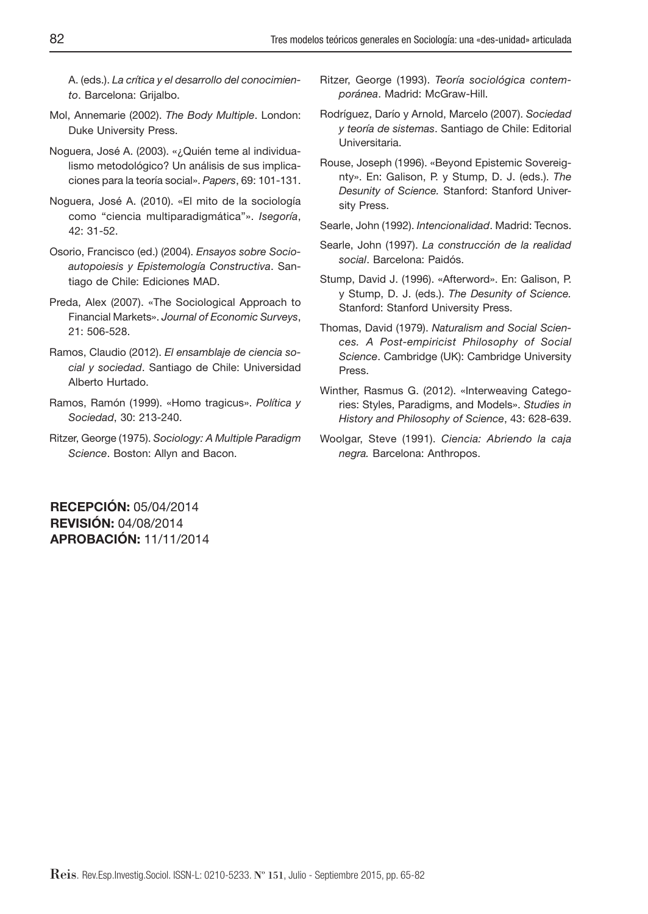A. (eds.). *La crítica y el desarrollo del conocimiento*. Barcelona: Grijalbo.

Mol, Annemarie (2002). *The Body Multiple*. London: Duke University Press.

Noguera, José A. (2003). «¿Quién teme al individualismo metodológico? Un análisis de sus implicaciones para la teoría social». *Papers*, 69: 101-131.

Noguera, José A. (2010). «El mito de la sociología como "ciencia multiparadigmática"». *Isegoría*, 42: 31-52.

Osorio, Francisco (ed.) (2004). *Ensayos sobre Socioautopoiesis y Epistemología Constructiva*. Santiago de Chile: Ediciones MAD.

Preda, Alex (2007). «The Sociological Approach to Financial Markets». *Journal of Economic Surveys*, 21: 506-528.

Ramos, Claudio (2012). *El ensamblaje de ciencia social y sociedad*. Santiago de Chile: Universidad Alberto Hurtado.

Ramos, Ramón (1999). «Homo tragicus». *Política y Sociedad*, 30: 213-240.

Ritzer, George (1975). *Sociology: A Multiple Paradigm Science*. Boston: Allyn and Bacon.

Ritzer, George (1993). *Teoría sociológica contemporánea*. Madrid: McGraw-Hill.

Rodríguez, Darío y Arnold, Marcelo (2007). *Sociedad y teoría de sistemas*. Santiago de Chile: Editorial Universitaria.

Rouse, Joseph (1996). «Beyond Epistemic Sovereignty». En: Galison, P. y Stump, D. J. (eds.). *The Desunity of Science.* Stanford: Stanford University Press.

Searle, John (1992). *Intencionalidad*. Madrid: Tecnos.

Searle, John (1997). *La construcción de la realidad social*. Barcelona: Paidós.

Stump, David J. (1996). «Afterword». En: Galison, P. y Stump, D. J. (eds.). *The Desunity of Science.* Stanford: Stanford University Press.

Thomas, David (1979). *Naturalism and Social Sciences. A Post-empiricist Philosophy of Social Science*. Cambridge (UK): Cambridge University Press.

Winther, Rasmus G. (2012). «Interweaving Categories: Styles, Paradigms, and Models». *Studies in History and Philosophy of Science*, 43: 628-639.

Woolgar, Steve (1991). *Ciencia: Abriendo la caja negra.* Barcelona: Anthropos.

**RECEPCIÓN:** 05/04/2014
**REVISIÓN:** 04/08/2014
**APROBACIÓN:** 11/11/2014